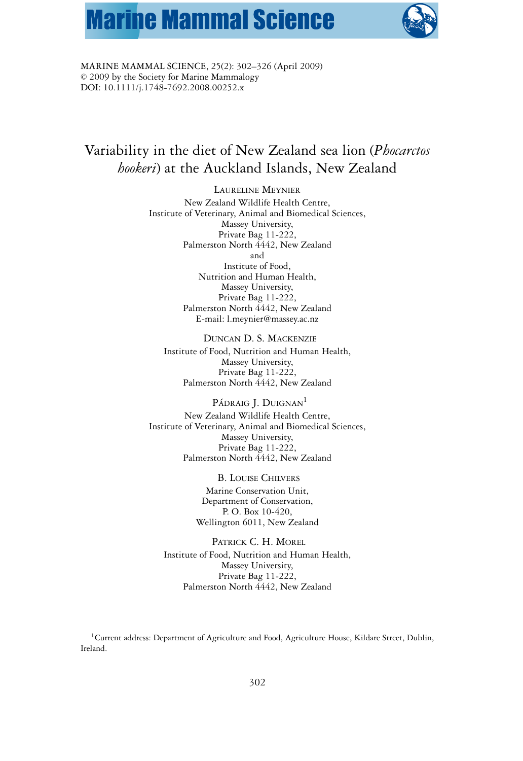MARINE MAMMAL SCIENCE, 25(2): 302–326 (April 2009)
© 2009 by the Society for Marine Mammalogy
DOI: 10.1111/j.1748-7692.2008.00252.x

# Variability in the diet of New Zealand sea lion (*Phocarctos hookeri*) at the Auckland Islands, New Zealand

LAURELINE MEYNIER
New Zealand Wildlife Health Centre,
Institute of Veterinary, Animal and Biomedical Sciences,
Massey University,
Private Bag 11-222,
Palmerston North 4442, New Zealand
and
Institute of Food,
Nutrition and Human Health,
Massey University,
Private Bag 11-222,
Palmerston North 4442, New Zealand
E-mail: l.meynier@massey.ac.nz

DUNCAN D. S. MACKENZIE
Institute of Food, Nutrition and Human Health,
Massey University,
Private Bag 11-222,
Palmerston North 4442, New Zealand

PÁDRAIG J. DUIGNAN[1]
New Zealand Wildlife Health Centre,
Institute of Veterinary, Animal and Biomedical Sciences,
Massey University,
Private Bag 11-222,
Palmerston North 4442, New Zealand

B. LOUISE CHILVERS
Marine Conservation Unit,
Department of Conservation,
P. O. Box 10-420,
Wellington 6011, New Zealand

PATRICK C. H. MOREL
Institute of Food, Nutrition and Human Health,
Massey University,
Private Bag 11-222,
Palmerston North 4442, New Zealand

[1]Current address: Department of Agriculture and Food, Agriculture House, Kildare Street, Dublin, Ireland.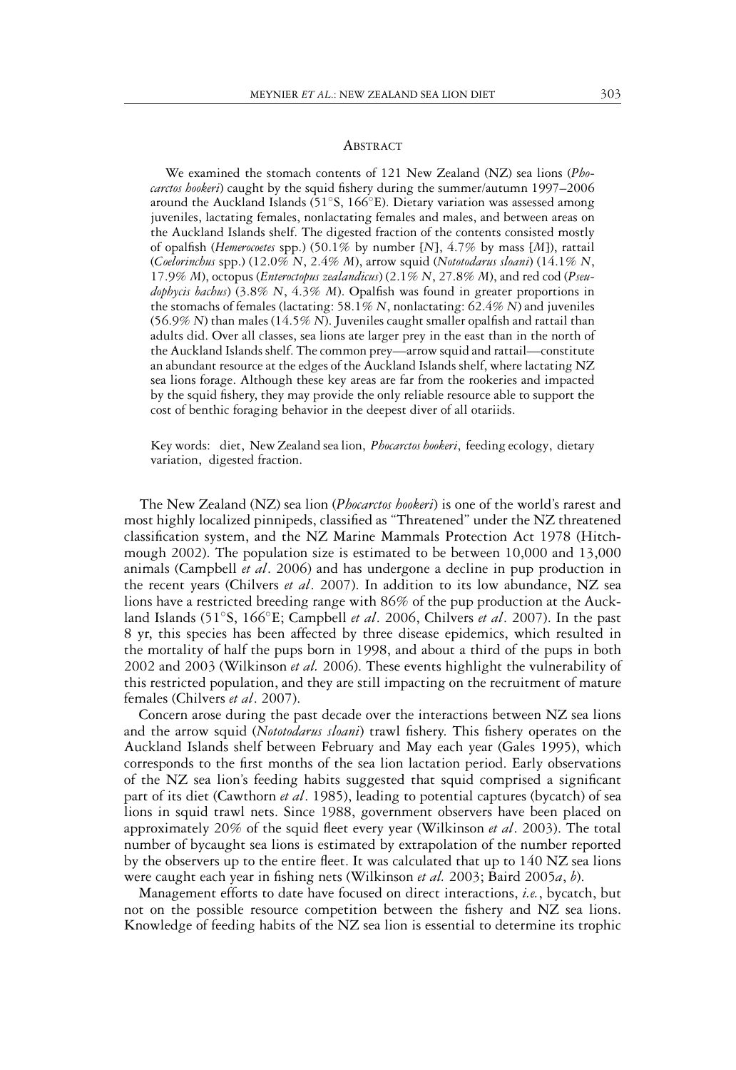## Abstract

We examined the stomach contents of 121 New Zealand (NZ) sea lions (*Phocarctos hookeri*) caught by the squid fishery during the summer/autumn 1997–2006 around the Auckland Islands (51°S, 166°E). Dietary variation was assessed among juveniles, lactating females, nonlactating females and males, and between areas on the Auckland Islands shelf. The digested fraction of the contents consisted mostly of opalfish (*Hemerocoetes* spp.) (50.1% by number [*N*], 4.7% by mass [*M*]), rattail (*Coelorinchus* spp.) (12.0% *N*, 2.4% *M*), arrow squid (*Nototodarus sloani*) (14.1% *N*, 17.9% *M*), octopus (*Enteroctopus zealandicus*) (2.1% *N*, 27.8% *M*), and red cod (*Pseudophycis bachus*) (3.8% *N*, 4.3% *M*). Opalfish was found in greater proportions in the stomachs of females (lactating: 58.1% *N*, nonlactating: 62.4% *N*) and juveniles (56.9% *N*) than males (14.5% *N*). Juveniles caught smaller opalfish and rattail than adults did. Over all classes, sea lions ate larger prey in the east than in the north of the Auckland Islands shelf. The common prey—arrow squid and rattail—constitute an abundant resource at the edges of the Auckland Islands shelf, where lactating NZ sea lions forage. Although these key areas are far from the rookeries and impacted by the squid fishery, they may provide the only reliable resource able to support the cost of benthic foraging behavior in the deepest diver of all otariids.

Key words: diet, New Zealand sea lion, *Phocarctos hookeri*, feeding ecology, dietary variation, digested fraction.

The New Zealand (NZ) sea lion (*Phocarctos hookeri*) is one of the world's rarest and most highly localized pinnipeds, classified as "Threatened" under the NZ threatened classification system, and the NZ Marine Mammals Protection Act 1978 (Hitchmough 2002). The population size is estimated to be between 10,000 and 13,000 animals (Campbell *et al*. 2006) and has undergone a decline in pup production in the recent years (Chilvers *et al*. 2007). In addition to its low abundance, NZ sea lions have a restricted breeding range with 86% of the pup production at the Auckland Islands (51°S, 166°E; Campbell *et al*. 2006, Chilvers *et al*. 2007). In the past 8 yr, this species has been affected by three disease epidemics, which resulted in the mortality of half the pups born in 1998, and about a third of the pups in both 2002 and 2003 (Wilkinson *et al.* 2006). These events highlight the vulnerability of this restricted population, and they are still impacting on the recruitment of mature females (Chilvers *et al*. 2007).

Concern arose during the past decade over the interactions between NZ sea lions and the arrow squid (*Nototodarus sloani*) trawl fishery. This fishery operates on the Auckland Islands shelf between February and May each year (Gales 1995), which corresponds to the first months of the sea lion lactation period. Early observations of the NZ sea lion's feeding habits suggested that squid comprised a significant part of its diet (Cawthorn *et al*. 1985), leading to potential captures (bycatch) of sea lions in squid trawl nets. Since 1988, government observers have been placed on approximately 20% of the squid fleet every year (Wilkinson *et al*. 2003). The total number of bycaught sea lions is estimated by extrapolation of the number reported by the observers up to the entire fleet. It was calculated that up to 140 NZ sea lions were caught each year in fishing nets (Wilkinson *et al.* 2003; Baird 2005*a*, *b*).

Management efforts to date have focused on direct interactions, *i.e.*, bycatch, but not on the possible resource competition between the fishery and NZ sea lions. Knowledge of feeding habits of the NZ sea lion is essential to determine its trophic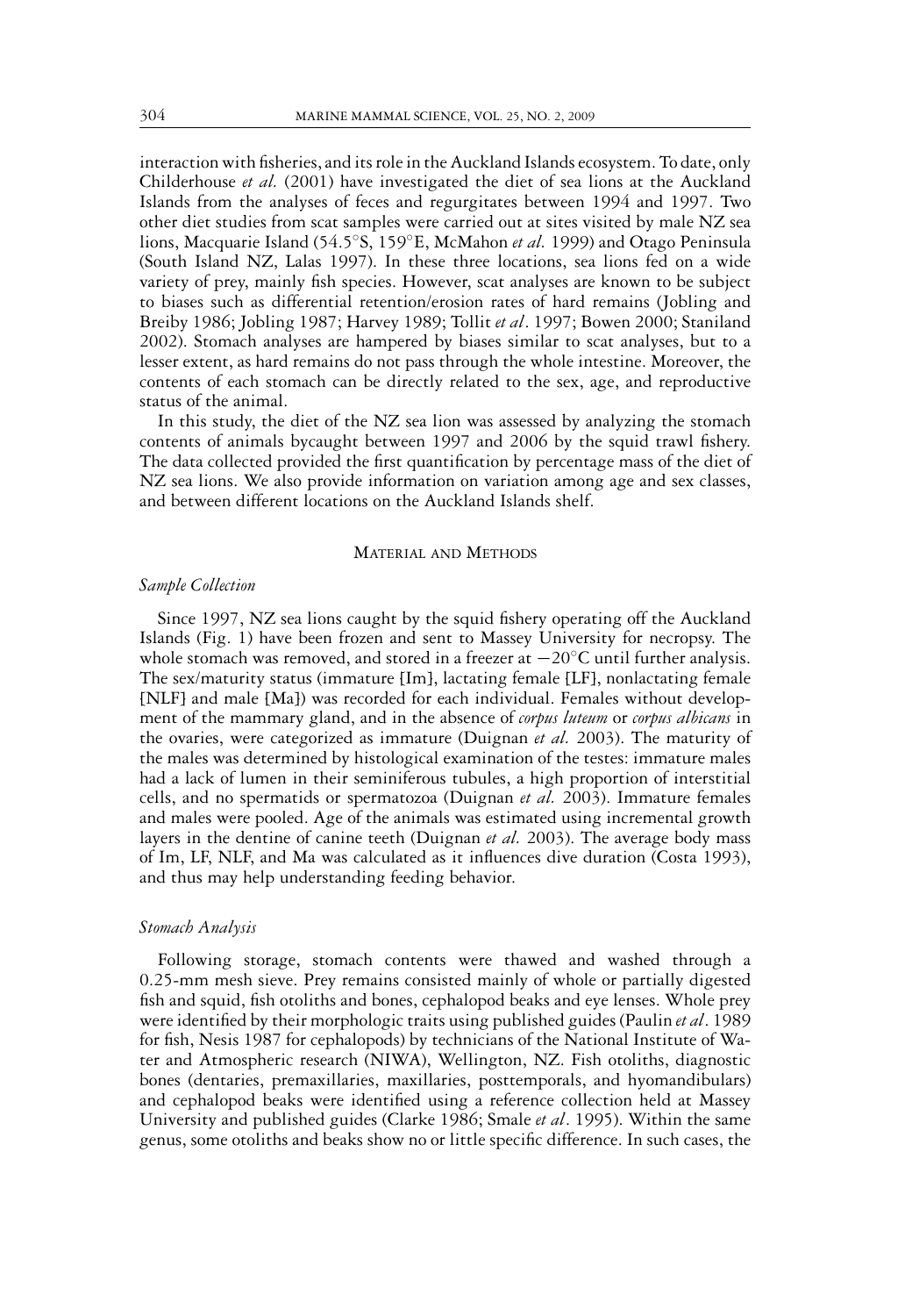interaction with fisheries, and its role in the Auckland Islands ecosystem. To date, only Childerhouse *et al.* (2001) have investigated the diet of sea lions at the Auckland Islands from the analyses of feces and regurgitates between 1994 and 1997. Two other diet studies from scat samples were carried out at sites visited by male NZ sea lions, Macquarie Island (54.5°S, 159°E, McMahon *et al.* 1999) and Otago Peninsula (South Island NZ, Lalas 1997). In these three locations, sea lions fed on a wide variety of prey, mainly fish species. However, scat analyses are known to be subject to biases such as differential retention/erosion rates of hard remains (Jobling and Breiby 1986; Jobling 1987; Harvey 1989; Tollit *et al*. 1997; Bowen 2000; Staniland 2002). Stomach analyses are hampered by biases similar to scat analyses, but to a lesser extent, as hard remains do not pass through the whole intestine. Moreover, the contents of each stomach can be directly related to the sex, age, and reproductive status of the animal.

In this study, the diet of the NZ sea lion was assessed by analyzing the stomach contents of animals bycaught between 1997 and 2006 by the squid trawl fishery. The data collected provided the first quantification by percentage mass of the diet of NZ sea lions. We also provide information on variation among age and sex classes, and between different locations on the Auckland Islands shelf.

## Material and Methods

### *Sample Collection*

Since 1997, NZ sea lions caught by the squid fishery operating off the Auckland Islands (Fig. 1) have been frozen and sent to Massey University for necropsy. The whole stomach was removed, and stored in a freezer at −20°C until further analysis. The sex/maturity status (immature [Im], lactating female [LF], nonlactating female [NLF] and male [Ma]) was recorded for each individual. Females without development of the mammary gland, and in the absence of *corpus luteum* or *corpus albicans* in the ovaries, were categorized as immature (Duignan *et al.* 2003). The maturity of the males was determined by histological examination of the testes: immature males had a lack of lumen in their seminiferous tubules, a high proportion of interstitial cells, and no spermatids or spermatozoa (Duignan *et al.* 2003). Immature females and males were pooled. Age of the animals was estimated using incremental growth layers in the dentine of canine teeth (Duignan *et al.* 2003). The average body mass of Im, LF, NLF, and Ma was calculated as it influences dive duration (Costa 1993), and thus may help understanding feeding behavior.

### *Stomach Analysis*

Following storage, stomach contents were thawed and washed through a 0.25-mm mesh sieve. Prey remains consisted mainly of whole or partially digested fish and squid, fish otoliths and bones, cephalopod beaks and eye lenses. Whole prey were identified by their morphologic traits using published guides (Paulin *et al*. 1989 for fish, Nesis 1987 for cephalopods) by technicians of the National Institute of Water and Atmospheric research (NIWA), Wellington, NZ. Fish otoliths, diagnostic bones (dentaries, premaxillaries, maxillaries, posttemporals, and hyomandibulars) and cephalopod beaks were identified using a reference collection held at Massey University and published guides (Clarke 1986; Smale *et al*. 1995). Within the same genus, some otoliths and beaks show no or little specific difference. In such cases, the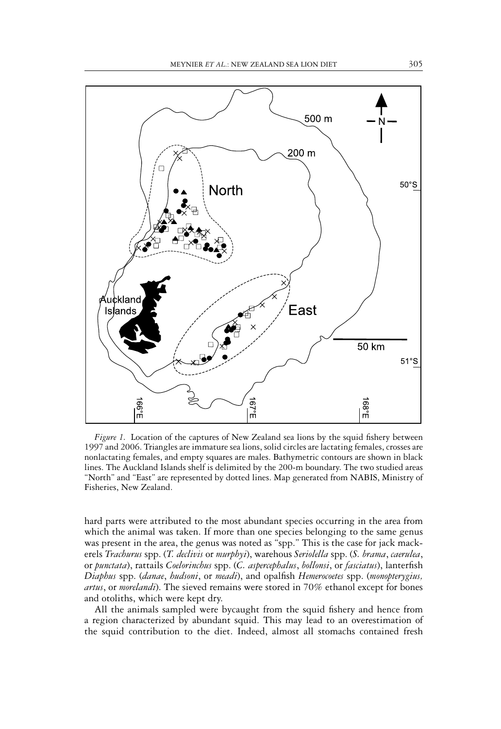*Figure 1.* Location of the captures of New Zealand sea lions by the squid fishery between 1997 and 2006. Triangles are immature sea lions, solid circles are lactating females, crosses are nonlactating females, and empty squares are males. Bathymetric contours are shown in black lines. The Auckland Islands shelf is delimited by the 200-m boundary. The two studied areas "North" and "East" are represented by dotted lines. Map generated from NABIS, Ministry of Fisheries, New Zealand.

hard parts were attributed to the most abundant species occurring in the area from which the animal was taken. If more than one species belonging to the same genus was present in the area, the genus was noted as "spp." This is the case for jack mackerels *Trachurus* spp. (*T. declivis* or *murphyi*), warehous *Seriolella* spp. (*S. brama*, *caerulea*, or *punctata*), rattails *Coelorinchus* spp. (*C. aspercephalus*, *bollonsi*, or *fasciatus*), lanternfish *Diaphus* spp. (*danae*, *hudsoni*, or *meadi*), and opalfish *Hemerocoetes* spp. (*monopterygius, artus*, or *morelandi*). The sieved remains were stored in 70% ethanol except for bones and otoliths, which were kept dry.

All the animals sampled were bycaught from the squid fishery and hence from a region characterized by abundant squid. This may lead to an overestimation of the squid contribution to the diet. Indeed, almost all stomachs contained fresh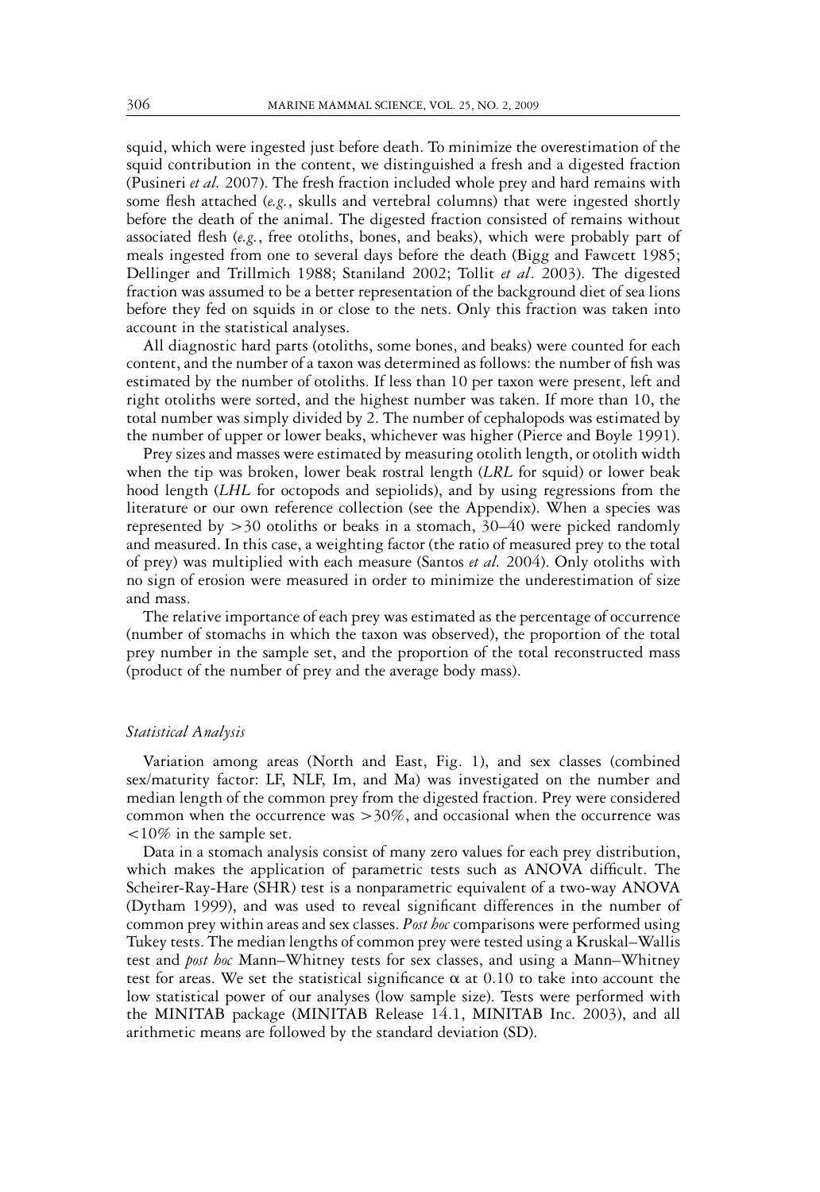squid, which were ingested just before death. To minimize the overestimation of the squid contribution in the content, we distinguished a fresh and a digested fraction (Pusineri *et al.* 2007). The fresh fraction included whole prey and hard remains with some flesh attached (*e.g.*, skulls and vertebral columns) that were ingested shortly before the death of the animal. The digested fraction consisted of remains without associated flesh (*e.g.*, free otoliths, bones, and beaks), which were probably part of meals ingested from one to several days before the death (Bigg and Fawcett 1985; Dellinger and Trillmich 1988; Staniland 2002; Tollit *et al*. 2003). The digested fraction was assumed to be a better representation of the background diet of sea lions before they fed on squids in or close to the nets. Only this fraction was taken into account in the statistical analyses.

All diagnostic hard parts (otoliths, some bones, and beaks) were counted for each content, and the number of a taxon was determined as follows: the number of fish was estimated by the number of otoliths. If less than 10 per taxon were present, left and right otoliths were sorted, and the highest number was taken. If more than 10, the total number was simply divided by 2. The number of cephalopods was estimated by the number of upper or lower beaks, whichever was higher (Pierce and Boyle 1991).

Prey sizes and masses were estimated by measuring otolith length, or otolith width when the tip was broken, lower beak rostral length (*LRL* for squid) or lower beak hood length (*LHL* for octopods and sepiolids), and by using regressions from the literature or our own reference collection (see the Appendix). When a species was represented by >30 otoliths or beaks in a stomach, 30–40 were picked randomly and measured. In this case, a weighting factor (the ratio of measured prey to the total of prey) was multiplied with each measure (Santos *et al.* 2004). Only otoliths with no sign of erosion were measured in order to minimize the underestimation of size and mass.

The relative importance of each prey was estimated as the percentage of occurrence (number of stomachs in which the taxon was observed), the proportion of the total prey number in the sample set, and the proportion of the total reconstructed mass (product of the number of prey and the average body mass).

### *Statistical Analysis*

Variation among areas (North and East, Fig. 1), and sex classes (combined sex/maturity factor: LF, NLF, Im, and Ma) was investigated on the number and median length of the common prey from the digested fraction. Prey were considered common when the occurrence was >30%, and occasional when the occurrence was <10% in the sample set.

Data in a stomach analysis consist of many zero values for each prey distribution, which makes the application of parametric tests such as ANOVA difficult. The Scheirer-Ray-Hare (SHR) test is a nonparametric equivalent of a two-way ANOVA (Dytham 1999), and was used to reveal significant differences in the number of common prey within areas and sex classes. *Post hoc* comparisons were performed using Tukey tests. The median lengths of common prey were tested using a Kruskal–Wallis test and *post hoc* Mann–Whitney tests for sex classes, and using a Mann–Whitney test for areas. We set the statistical significance $\alpha$ at 0.10 to take into account the low statistical power of our analyses (low sample size). Tests were performed with the MINITAB package (MINITAB Release 14.1, MINITAB Inc. 2003), and all arithmetic means are followed by the standard deviation (SD).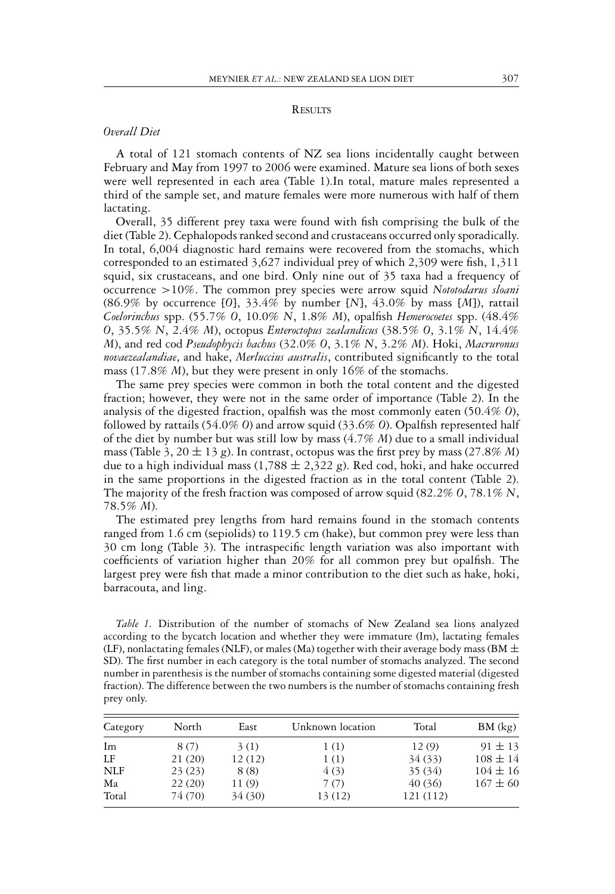## Results

### *Overall Diet*

A total of 121 stomach contents of NZ sea lions incidentally caught between February and May from 1997 to 2006 were examined. Mature sea lions of both sexes were well represented in each area (Table 1).In total, mature males represented a third of the sample set, and mature females were more numerous with half of them lactating.

Overall, 35 different prey taxa were found with fish comprising the bulk of the diet (Table 2). Cephalopods ranked second and crustaceans occurred only sporadically. In total, 6,004 diagnostic hard remains were recovered from the stomachs, which corresponded to an estimated 3,627 individual prey of which 2,309 were fish, 1,311 squid, six crustaceans, and one bird. Only nine out of 35 taxa had a frequency of occurrence >10%. The common prey species were arrow squid *Nototodarus sloani* (86.9% by occurrence [*O*], 33.4% by number [*N*], 43.0% by mass [*M*]), rattail *Coelorinchus* spp. (55.7% *O*, 10.0% *N*, 1.8% *M*), opalfish *Hemerocoetes* spp. (48.4% *O*, 35.5% *N*, 2.4% *M*), octopus *Enteroctopus zealandicus* (38.5% *O*, 3.1% *N*, 14.4% *M*), and red cod *Pseudophycis bachus* (32.0% *O*, 3.1% *N*, 3.2% *M*). Hoki, *Macruronus novaezealandiae*, and hake, *Merluccius australis*, contributed significantly to the total mass (17.8% *M*), but they were present in only 16% of the stomachs.

The same prey species were common in both the total content and the digested fraction; however, they were not in the same order of importance (Table 2). In the analysis of the digested fraction, opalfish was the most commonly eaten (50.4% *O*), followed by rattails (54.0% *O*) and arrow squid (33.6% *O*). Opalfish represented half of the diet by number but was still low by mass (4.7% *M*) due to a small individual mass (Table 3, 20 ± 13 g). In contrast, octopus was the first prey by mass (27.8% *M*) due to a high individual mass (1,788 ± 2,322 g). Red cod, hoki, and hake occurred in the same proportions in the digested fraction as in the total content (Table 2). The majority of the fresh fraction was composed of arrow squid (82.2% *O*, 78.1% *N*, 78.5% *M*).

The estimated prey lengths from hard remains found in the stomach contents ranged from 1.6 cm (sepiolids) to 119.5 cm (hake), but common prey were less than 30 cm long (Table 3). The intraspecific length variation was also important with coefficients of variation higher than 20% for all common prey but opalfish. The largest prey were fish that made a minor contribution to the diet such as hake, hoki, barracouta, and ling.

*Table 1.* Distribution of the number of stomachs of New Zealand sea lions analyzed according to the bycatch location and whether they were immature (Im), lactating females (LF), nonlactating females (NLF), or males (Ma) together with their average body mass (BM ± SD). The first number in each category is the total number of stomachs analyzed. The second number in parenthesis is the number of stomachs containing some digested material (digested fraction). The difference between the two numbers is the number of stomachs containing fresh prey only.

| Category | North | East | Unknown location | Total | BM (kg) |
|---|---|---|---|---|---|
| Im | 8 (7) | 3 (1) | 1 (1) | 12 (9) | 91 ± 13 |
| LF | 21 (20) | 12 (12) | 1 (1) | 34 (33) | 108 ± 14 |
| NLF | 23 (23) | 8 (8) | 4 (3) | 35 (34) | 104 ± 16 |
| Ma | 22 (20) | 11 (9) | 7 (7) | 40 (36) | 167 ± 60 |
| Total | 74 (70) | 34 (30) | 13 (12) | 121 (112) | |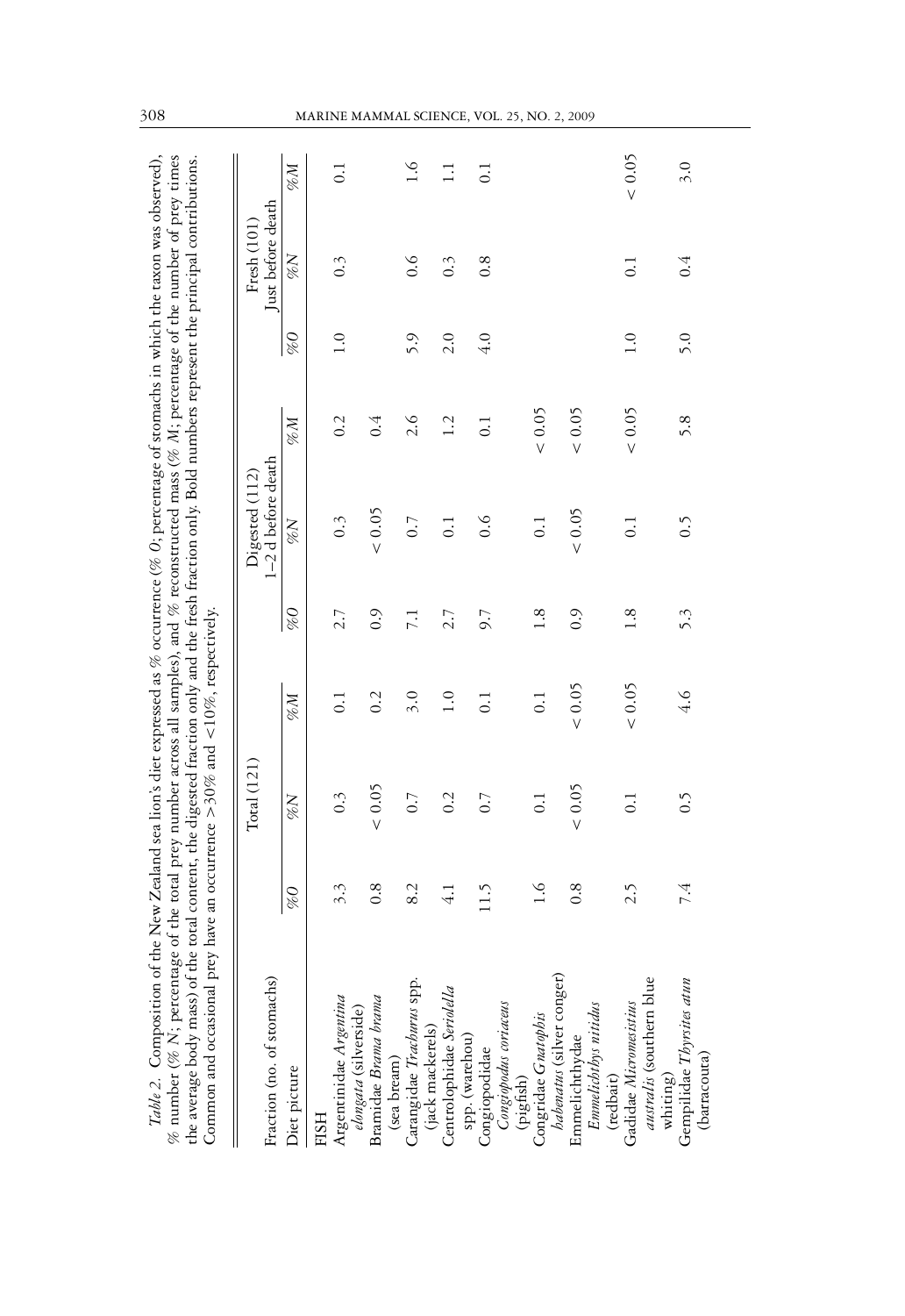*Table 2.* Composition of the New Zealand sea lion's diet expressed as % occurrence (% *O*; percentage of stomachs in which the taxon was observed), % number (% *N*; percentage of the total prey number across all samples), and % reconstructed mass (% *M*; percentage of the number of prey times the average body mass) of the total content, the digested fraction only and the fresh fraction only. Bold numbers represent the principal contributions. Common and occasional prey have an occurrence >30% and <10%, respectively.

| Fraction (no. of stomachs) | Total (121) | | | Digested (112) 1–2 d before death | | | Fresh (101) Just before death | | |
|---|---|---|---|---|---|---|---|---|---|
| Diet picture | %*O* | %*N* | %*M* | %*O* | %*N* | %*M* | %*O* | %*N* | %*M* |
| FISH | | | | | | | | | |
| Argentinidae *Argentina elongata* (silverside) | 3.3 | 0.3 | 0.1 | 2.7 | 0.3 | 0.2 | 1.0 | 0.3 | 0.1 |
| Bramidae *Brama brama* (sea bream) | 0.8 | < 0.05 | 0.2 | 0.9 | < 0.05 | 0.4 | | | |
| Carangidae *Trachurus* spp. (jack mackerels) | 8.2 | 0.7 | 3.0 | 7.1 | 0.7 | 2.6 | 5.9 | 0.6 | 1.6 |
| Centrolophidae *Seriolella* spp. (warehou) | 4.1 | 0.2 | 1.0 | 2.7 | 0.1 | 1.2 | 2.0 | 0.3 | 1.1 |
| Congiopodidae *Congiopodus coriaceus* (pigfish) | 11.5 | 0.7 | 0.1 | 9.7 | 0.6 | 0.1 | 4.0 | 0.8 | 0.1 |
| Congridae *Gnatophis habenatus* (silver conger) | 1.6 | 0.1 | 0.1 | 1.8 | 0.1 | < 0.05 | | | |
| Emmelichthydae *Emmelichthys nitidus* (redbait) | 0.8 | < 0.05 | < 0.05 | 0.9 | < 0.05 | < 0.05 | | | |
| Gadidae *Micromesistius australis* (southern blue whiting) | 2.5 | 0.1 | < 0.05 | 1.8 | 0.1 | < 0.05 | 1.0 | 0.1 | < 0.05 |
| Gempilidae *Thyrsites atun* (barracouta) | 7.4 | 0.5 | 4.6 | 5.3 | 0.5 | 5.8 | 5.0 | 0.4 | 3.0 |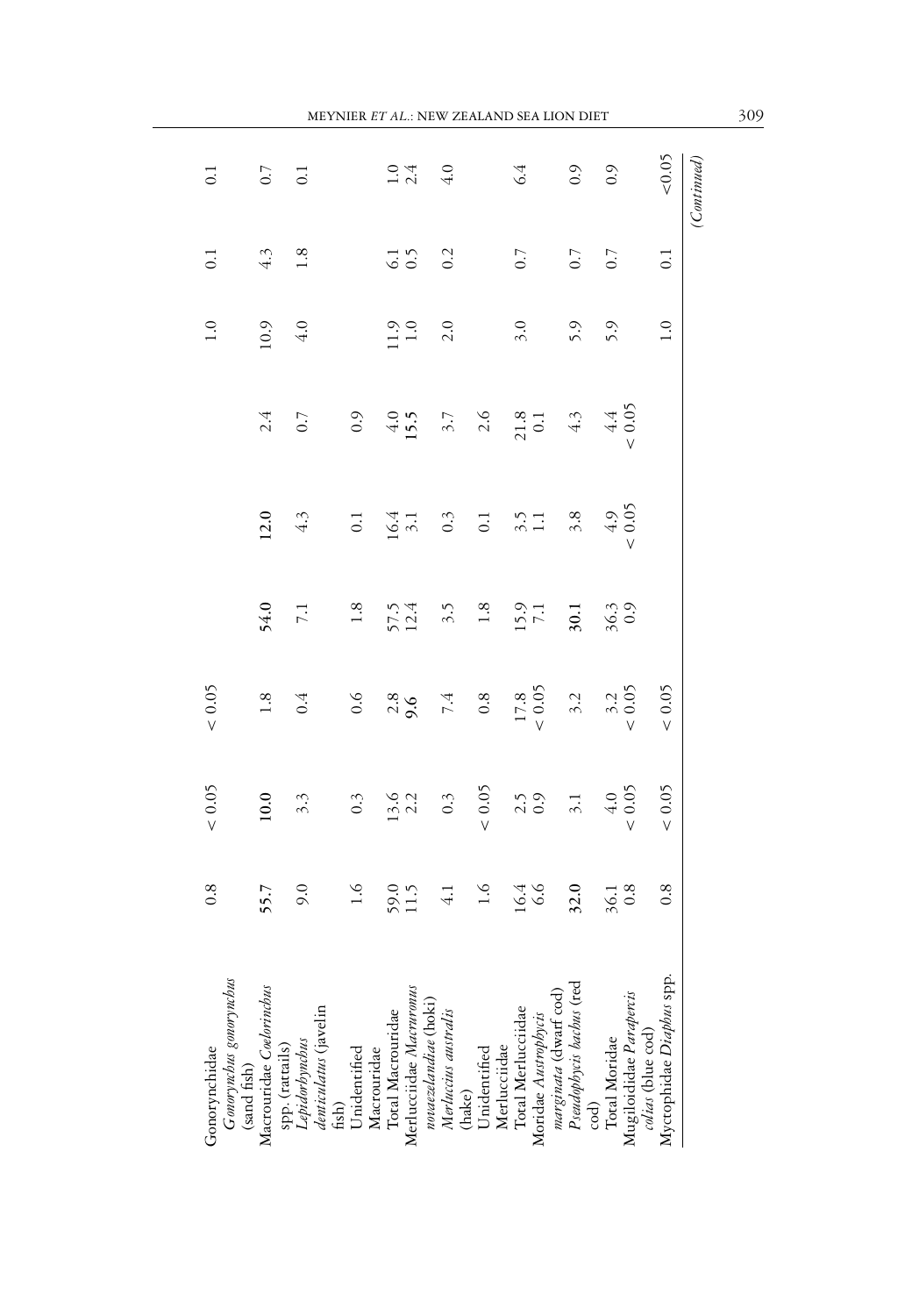| | | | | | | | | | |
|---|---|---|---|---|---|---|---|---|---|
| Gonorynchidae *Gonorynchus gonorynchus* (sand fish) | 0.8 | < 0.05 | < 0.05 | | | | 1.0 | 0.1 | 0.1 |
| Macrouridae *Coelorinchus* spp. (rattails) | **55.7** | **10.0** | 1.8 | **54.0** | **12.0** | 2.4 | 10.9 | 4.3 | 0.7 |
| *Lepidorhynchus denticulatus* (javelin fish) | 9.0 | 3.3 | 0.4 | 7.1 | 4.3 | 0.7 | 4.0 | 1.8 | 0.1 |
| Unidentified Macrouridae | 1.6 | 0.3 | 0.6 | 1.8 | 0.1 | 0.9 | | | |
| Total Macrouridae | 59.0 | 13.6 | 2.8 | 57.5 | 16.4 | 4.0 | 11.9 | 6.1 | 1.0 |
| Merlucciidae *Macruronus novaezelandiae* (hoki) | 11.5 | 2.2 | **9.6** | 12.4 | 3.1 | **15.5** | 1.0 | 0.5 | 2.4 |
| *Merluccius australis* (hake) | 4.1 | 0.3 | 7.4 | 3.5 | 0.3 | 3.7 | 2.0 | 0.2 | 4.0 |
| Unidentified Merlucciidae | 1.6 | < 0.05 | 0.8 | 1.8 | 0.1 | 2.6 | | | |
| Total Merlucciidae | 16.4 | 2.5 | 17.8 | 15.9 | 3.5 | 21.8 | 3.0 | 0.7 | 6.4 |
| Moridae *Austrophycis marginata* (dwarf cod) | 6.6 | 0.9 | < 0.05 | 7.1 | 1.1 | 0.1 | | | |
| *Pseudophycis bachus* (red cod) | **32.0** | 3.1 | 3.2 | **30.1** | 3.8 | 4.3 | 5.9 | 0.7 | 0.9 |
| Total Moridae | 36.1 | 4.0 | 3.2 | 36.3 | 4.9 | 4.4 | 5.9 | 0.7 | 0.9 |
| Mugiloididae *Parapercis colias* (blue cod) | 0.8 | < 0.05 | < 0.05 | 0.9 | < 0.05 | < 0.05 | | | |
| Myctophidae *Diaphus* spp. | 0.8 | < 0.05 | < 0.05 | | | | 1.0 | 0.1 | <0.05 |

*(Continued)*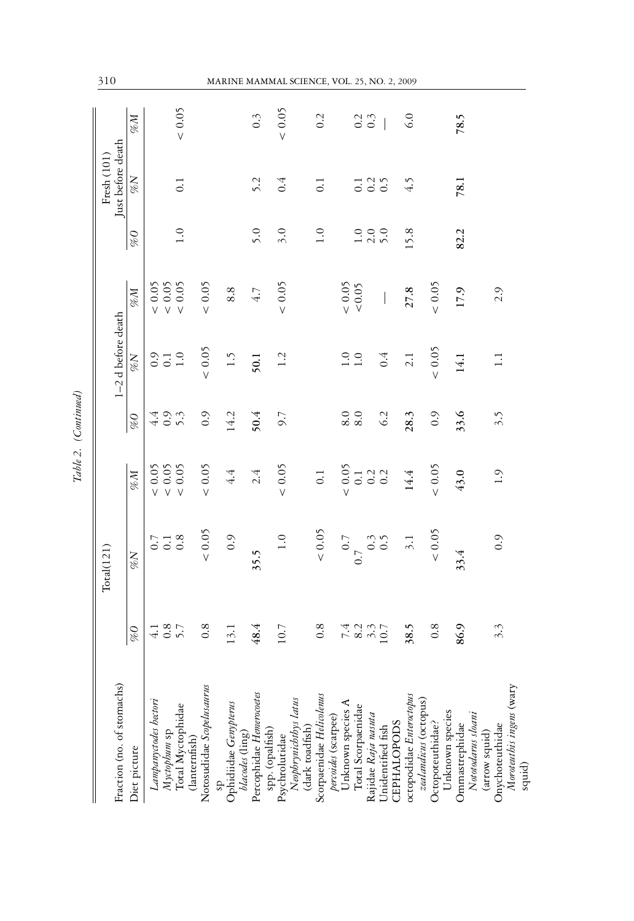*Table 2. (Continued)*

| Fraction (no. of stomachs) | Total(121) | | | 1–2 d before death | | | Fresh (101) Just before death | | |
|---|---|---|---|---|---|---|---|---|---|
| Diet picture | %O | %N | %M | %O | %N | %M | %O | %N | %M |
| *Lampanyctodes hectori* | 4.1 | 0.7 | < 0.05 | 4.4 | 0.9 | < 0.05 | | | |
| *Myctophum* sp | 0.8 | 0.1 | < 0.05 | 0.9 | 0.1 | < 0.05 | | | |
| Total Myctophidae (lanternfish) | 5.7 | 0.8 | < 0.05 | 5.3 | 1.0 | < 0.05 | 1.0 | 0.1 | < 0.05 |
| Notosudidae *Scopelosaurus* sp | 0.8 | < 0.05 | < 0.05 | 0.9 | < 0.05 | < 0.05 | | | |
| Ophidiidae *Genypterus blacodes* (ling) | 13.1 | 0.9 | 4.4 | 14.2 | 1.5 | 8.8 | | | |
| Percophidae *Hemerocoetes* spp. (opalfish) | **48.4** | **35.5** | 2.4 | **50.4** | **50.1** | 4.7 | 5.0 | 5.2 | 0.3 |
| Psychrolutidae *Neophrynichthys latus* (dark toadfish) | 10.7 | 1.0 | < 0.05 | 9.7 | 1.2 | < 0.05 | 3.0 | 0.4 | < 0.05 |
| Scorpaenidae *Helicolenus percoides* (scarpee) | 0.8 | < 0.05 | 0.1 | | | | 1.0 | 0.1 | 0.2 |
| Unknown species A | 7.4 | 0.7 | < 0.05 | 8.0 | 1.0 | < 0.05 | | | |
| Total Scorpaenidae | 8.2 | 0.7 | 0.1 | 8.0 | 1.0 | <0.05 | 1.0 | 0.1 | 0.2 |
| Rajidae *Raja nasuta* | 3.3 | 0.3 | 0.2 | | | | 2.0 | 0.2 | 0.3 |
| Unidentified fish | 10.7 | 0.5 | 0.2 | 6.2 | 0.4 | — | 5.0 | 0.5 | — |
| CEPHALOPODS | | | | | | | | | |
| octopodidae *Enteroctopus zealandicus* (octopus) | **38.5** | 3.1 | 14.4 | **28.3** | 2.1 | **27.8** | 15.8 | 4.5 | 6.0 |
| Octopoteuthidae? Unknown species | 0.8 | < 0.05 | < 0.05 | 0.9 | < 0.05 | < 0.05 | | | |
| Ommastrephidae *Nototodarus sloani* (arrow squid) | **86.9** | **33.4** | **43.0** | **33.6** | 14.1 | 17.9 | **82.2** | **78.1** | **78.5** |
| Onychoteuthidae *Moroteuthis ingens* (wary squid) | 3.3 | 0.9 | 1.9 | 3.5 | 1.1 | 2.9 | | | |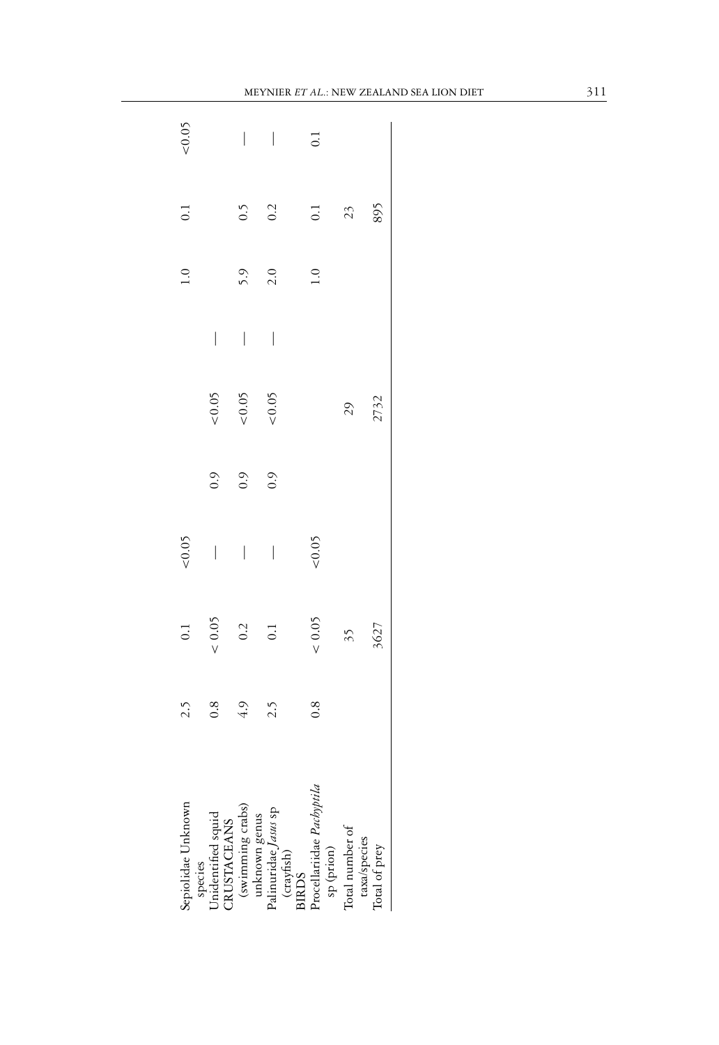| | | | | | | | | | |
|---|---|---|---|---|---|---|---|---|---|
| Sepiolidae Unknown species | 2.5 | 0.1 | <0.05 | | | | 1.0 | 0.1 | <0.05 |
| Unidentified squid | 0.8 | < 0.05 | — | 0.9 | <0.05 | — | | | |
| CRUSTACEANS | | | | | | | | | |
| (swimming crabs) unknown genus | 4.9 | 0.2 | — | 0.9 | <0.05 | — | 5.9 | 0.5 | — |
| Palinuridae *Jasus* sp (crayfish) | 2.5 | 0.1 | — | 0.9 | <0.05 | — | 2.0 | 0.2 | — |
| BIRDS | | | | | | | | | |
| Procellariidae *Pachyptila* sp (prion) | 0.8 | < 0.05 | <0.05 | | | | 1.0 | 0.1 | 0.1 |
| Total number of taxa/species | | 35 | | | 29 | | | 23 | |
| Total of prey | | 3627 | | | 2732 | | | 895 | |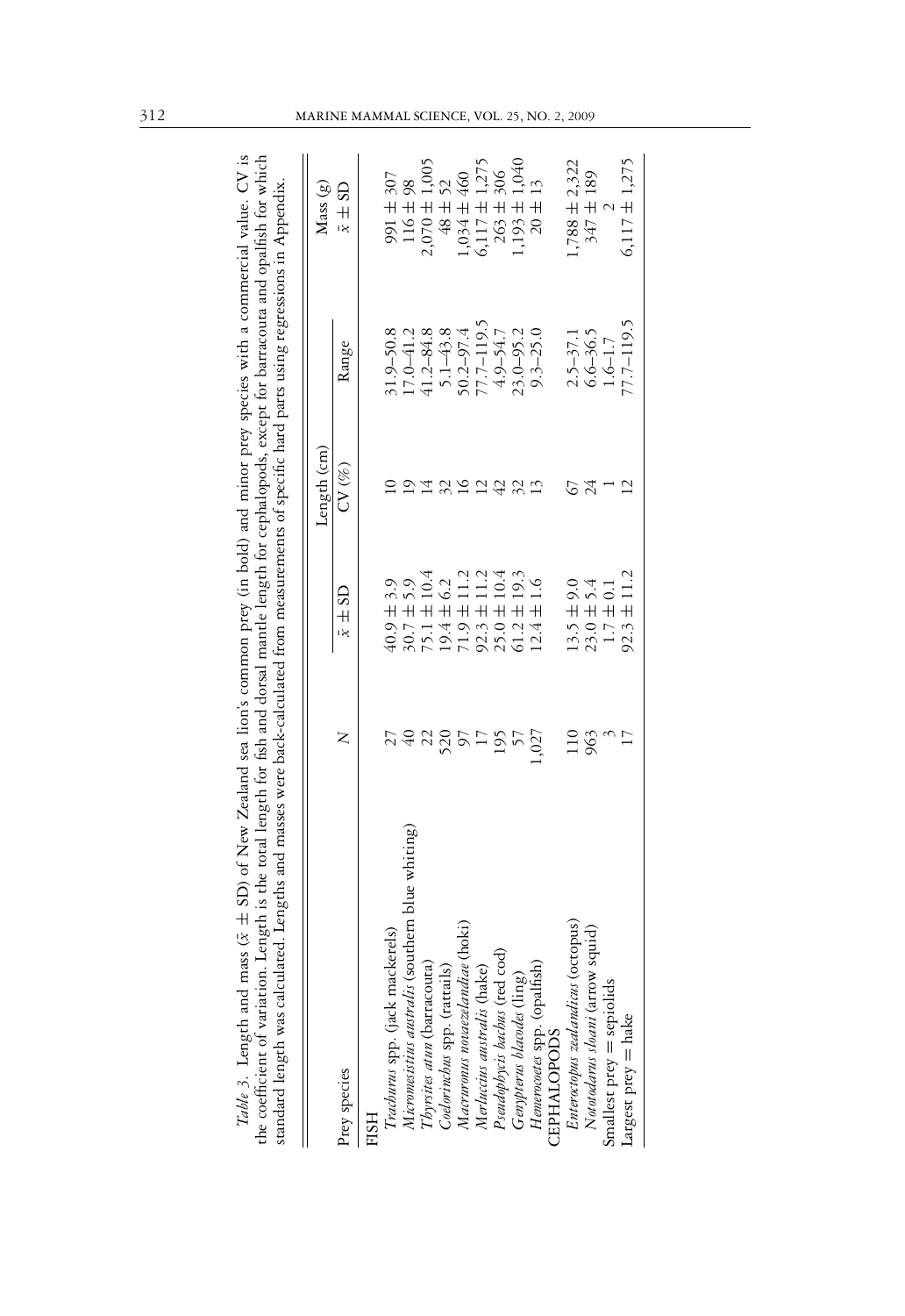*Table 3.* Length and mass ($\bar{x} \pm$ SD) of New Zealand sea lion's common prey (in bold) and minor prey species with a commercial value. CV is the coefficient of variation. Length is the total length for fish and dorsal mantle length for cephalopods, except for barracouta and opalfish for which standard length was calculated. Lengths and masses were back-calculated from measurements of specific hard parts using regressions in Appendix.

| Prey species | *N* | Length (cm) $\bar{x} \pm$ SD | Length (cm) CV (%) | Length (cm) Range | Mass (g) $\bar{x} \pm$ SD |
|---|---|---|---|---|---|
| FISH | | | | | |
| *Trachurus* spp. (jack mackerels) | 27 | 40.9 ± 3.9 | 10 | 31.9–50.8 | 991 ± 307 |
| *Micromesistius australis* (southern blue whiting) | 40 | 30.7 ± 5.9 | 19 | 17.0–41.2 | 116 ± 98 |
| *Thyrsites atun* (barracouta) | 22 | 75.1 ± 10.4 | 14 | 41.2–84.8 | 2,070 ± 1,005 |
| *Coelorinchus* spp. (rattails) | 520 | 19.4 ± 6.2 | 32 | 5.1–43.8 | 48 ± 52 |
| *Macruronus novaezelandiae* (hoki) | 97 | 71.9 ± 11.2 | 16 | 50.2–97.4 | 1,034 ± 460 |
| *Merluccius australis* (hake) | 17 | 92.3 ± 11.2 | 12 | 77.7–119.5 | 6,117 ± 1,275 |
| *Pseudophycis bachus* (red cod) | 195 | 25.0 ± 10.4 | 42 | 4.9–54.7 | 263 ± 306 |
| *Genypterus blacodes* (ling) | 57 | 61.2 ± 19.3 | 32 | 23.0–95.2 | 1,193 ± 1,040 |
| *Hemerocoetes* spp. (opalfish) | 1,027 | 12.4 ± 1.6 | 13 | 9.3–25.0 | 20 ± 13 |
| CEPHALOPODS | | | | | |
| *Enteroctopus zealandicus* (octopus) | 110 | 13.5 ± 9.0 | 67 | 2.5–37.1 | 1,788 ± 2,322 |
| *Nototodarus sloani* (arrow squid) | 963 | 23.0 ± 5.4 | 24 | 6.6–36.5 | 347 ± 189 |
| Smallest prey = sepiolids | 3 | 1.7 ± 0.1 | 1 | 1.6–1.7 | 2 |
| Largest prey = hake | 17 | 92.3 ± 11.2 | 12 | 77.7–119.5 | 6,117 ± 1,275 |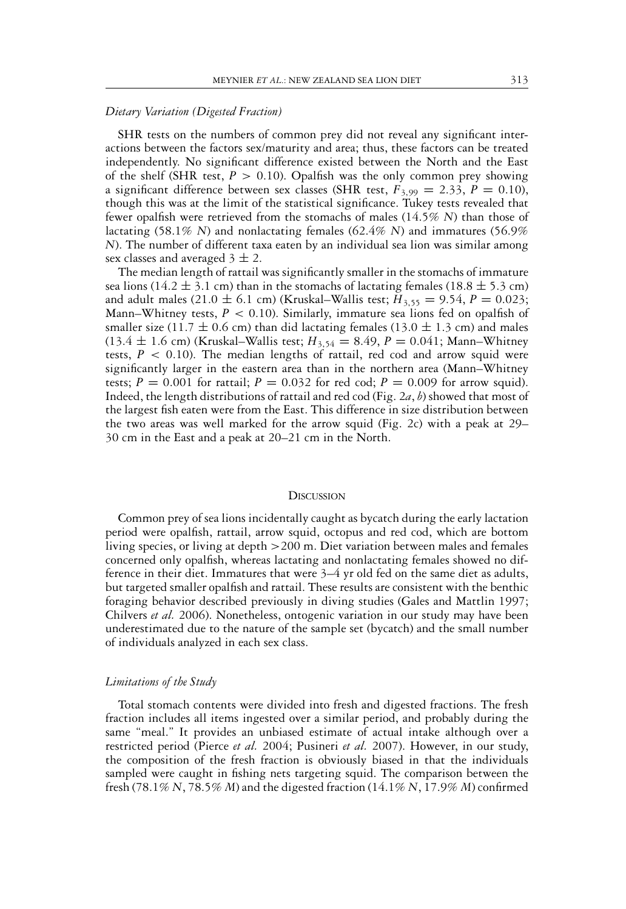### *Dietary Variation (Digested Fraction)*

SHR tests on the numbers of common prey did not reveal any significant interactions between the factors sex/maturity and area; thus, these factors can be treated independently. No significant difference existed between the North and the East of the shelf (SHR test, $P > 0.10$). Opalfish was the only common prey showing a significant difference between sex classes (SHR test, $F_{3,99} = 2.33$, $P = 0.10$), though this was at the limit of the statistical significance. Tukey tests revealed that fewer opalfish were retrieved from the stomachs of males (14.5% *N*) than those of lactating (58.1% *N*) and nonlactating females (62.4% *N*) and immatures (56.9% *N*). The number of different taxa eaten by an individual sea lion was similar among sex classes and averaged $3 \pm 2$.

The median length of rattail was significantly smaller in the stomachs of immature sea lions ($14.2 \pm 3.1$ cm) than in the stomachs of lactating females ($18.8 \pm 5.3$ cm) and adult males ($21.0 \pm 6.1$ cm) (Kruskal–Wallis test; $H_{3,55} = 9.54$, $P = 0.023$; Mann–Whitney tests, $P < 0.10$). Similarly, immature sea lions fed on opalfish of smaller size ($11.7 \pm 0.6$ cm) than did lactating females ($13.0 \pm 1.3$ cm) and males ($13.4 \pm 1.6$ cm) (Kruskal–Wallis test; $H_{3,54} = 8.49$, $P = 0.041$; Mann–Whitney tests, $P < 0.10$). The median lengths of rattail, red cod and arrow squid were significantly larger in the eastern area than in the northern area (Mann–Whitney tests; $P = 0.001$ for rattail; $P = 0.032$ for red cod; $P = 0.009$ for arrow squid). Indeed, the length distributions of rattail and red cod (Fig. 2*a*, *b*) showed that most of the largest fish eaten were from the East. This difference in size distribution between the two areas was well marked for the arrow squid (Fig. 2c) with a peak at 29–30 cm in the East and a peak at 20–21 cm in the North.

## Discussion

Common prey of sea lions incidentally caught as bycatch during the early lactation period were opalfish, rattail, arrow squid, octopus and red cod, which are bottom living species, or living at depth >200 m. Diet variation between males and females concerned only opalfish, whereas lactating and nonlactating females showed no difference in their diet. Immatures that were 3–4 yr old fed on the same diet as adults, but targeted smaller opalfish and rattail. These results are consistent with the benthic foraging behavior described previously in diving studies (Gales and Mattlin 1997; Chilvers *et al.* 2006). Nonetheless, ontogenic variation in our study may have been underestimated due to the nature of the sample set (bycatch) and the small number of individuals analyzed in each sex class.

### *Limitations of the Study*

Total stomach contents were divided into fresh and digested fractions. The fresh fraction includes all items ingested over a similar period, and probably during the same "meal." It provides an unbiased estimate of actual intake although over a restricted period (Pierce *et al.* 2004; Pusineri *et al.* 2007). However, in our study, the composition of the fresh fraction is obviously biased in that the individuals sampled were caught in fishing nets targeting squid. The comparison between the fresh (78.1% *N*, 78.5% *M*) and the digested fraction (14.1% *N*, 17.9% *M*) confirmed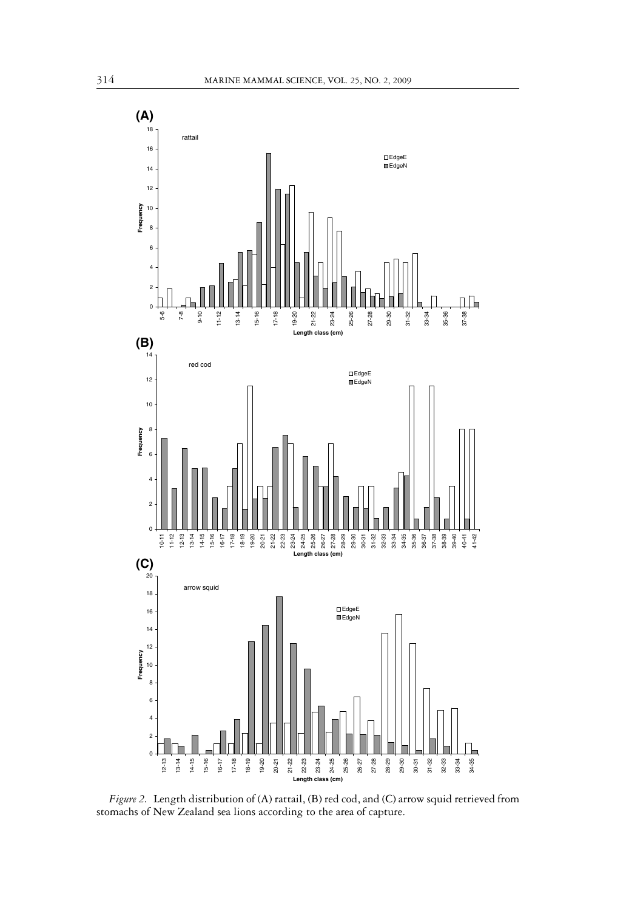*Figure 2.* Length distribution of (A) rattail, (B) red cod, and (C) arrow squid retrieved from stomachs of New Zealand sea lions according to the area of capture.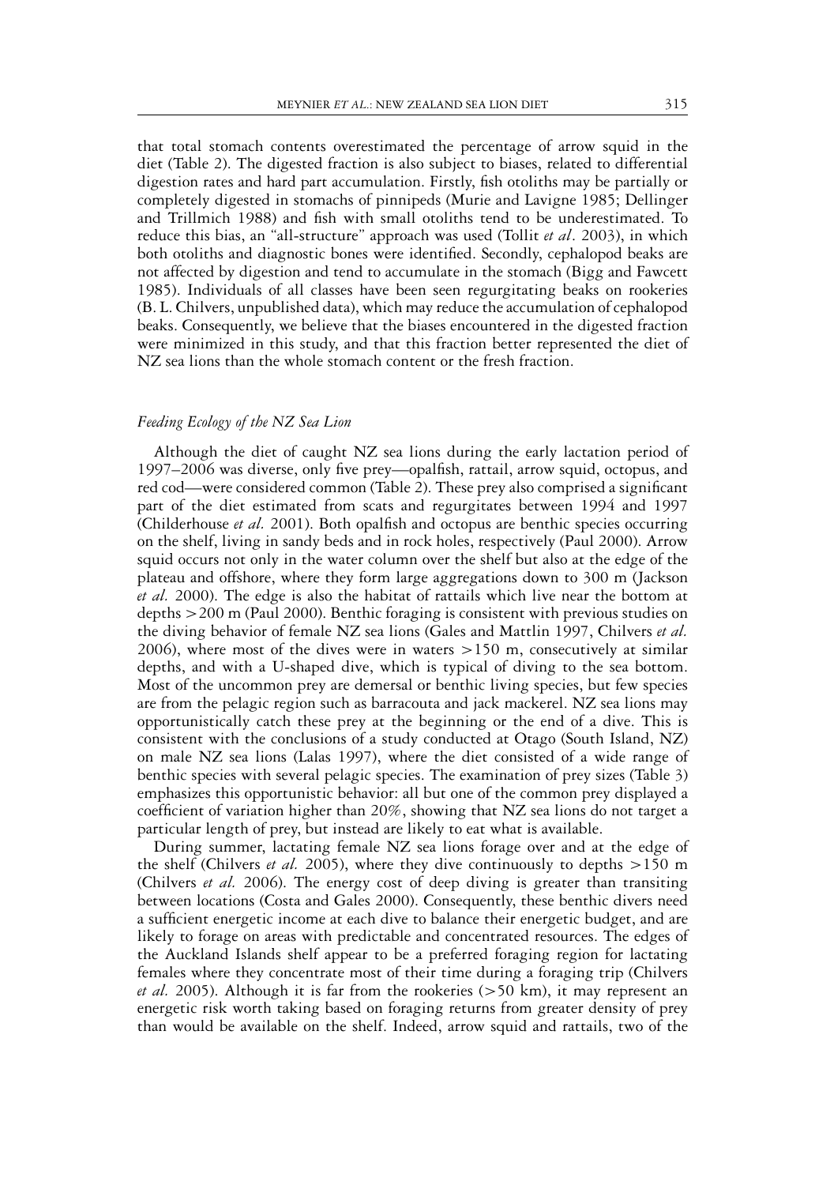that total stomach contents overestimated the percentage of arrow squid in the diet (Table 2). The digested fraction is also subject to biases, related to differential digestion rates and hard part accumulation. Firstly, fish otoliths may be partially or completely digested in stomachs of pinnipeds (Murie and Lavigne 1985; Dellinger and Trillmich 1988) and fish with small otoliths tend to be underestimated. To reduce this bias, an "all-structure" approach was used (Tollit *et al*. 2003), in which both otoliths and diagnostic bones were identified. Secondly, cephalopod beaks are not affected by digestion and tend to accumulate in the stomach (Bigg and Fawcett 1985). Individuals of all classes have been seen regurgitating beaks on rookeries (B. L. Chilvers, unpublished data), which may reduce the accumulation of cephalopod beaks. Consequently, we believe that the biases encountered in the digested fraction were minimized in this study, and that this fraction better represented the diet of NZ sea lions than the whole stomach content or the fresh fraction.

### *Feeding Ecology of the NZ Sea Lion*

Although the diet of caught NZ sea lions during the early lactation period of 1997–2006 was diverse, only five prey—opalfish, rattail, arrow squid, octopus, and red cod—were considered common (Table 2). These prey also comprised a significant part of the diet estimated from scats and regurgitates between 1994 and 1997 (Childerhouse *et al.* 2001). Both opalfish and octopus are benthic species occurring on the shelf, living in sandy beds and in rock holes, respectively (Paul 2000). Arrow squid occurs not only in the water column over the shelf but also at the edge of the plateau and offshore, where they form large aggregations down to 300 m (Jackson *et al.* 2000). The edge is also the habitat of rattails which live near the bottom at depths >200 m (Paul 2000). Benthic foraging is consistent with previous studies on the diving behavior of female NZ sea lions (Gales and Mattlin 1997, Chilvers *et al.* 2006), where most of the dives were in waters >150 m, consecutively at similar depths, and with a U-shaped dive, which is typical of diving to the sea bottom. Most of the uncommon prey are demersal or benthic living species, but few species are from the pelagic region such as barracouta and jack mackerel. NZ sea lions may opportunistically catch these prey at the beginning or the end of a dive. This is consistent with the conclusions of a study conducted at Otago (South Island, NZ) on male NZ sea lions (Lalas 1997), where the diet consisted of a wide range of benthic species with several pelagic species. The examination of prey sizes (Table 3) emphasizes this opportunistic behavior: all but one of the common prey displayed a coefficient of variation higher than 20%, showing that NZ sea lions do not target a particular length of prey, but instead are likely to eat what is available.

During summer, lactating female NZ sea lions forage over and at the edge of the shelf (Chilvers *et al.* 2005), where they dive continuously to depths >150 m (Chilvers *et al.* 2006). The energy cost of deep diving is greater than transiting between locations (Costa and Gales 2000). Consequently, these benthic divers need a sufficient energetic income at each dive to balance their energetic budget, and are likely to forage on areas with predictable and concentrated resources. The edges of the Auckland Islands shelf appear to be a preferred foraging region for lactating females where they concentrate most of their time during a foraging trip (Chilvers *et al.* 2005). Although it is far from the rookeries (>50 km), it may represent an energetic risk worth taking based on foraging returns from greater density of prey than would be available on the shelf. Indeed, arrow squid and rattails, two of the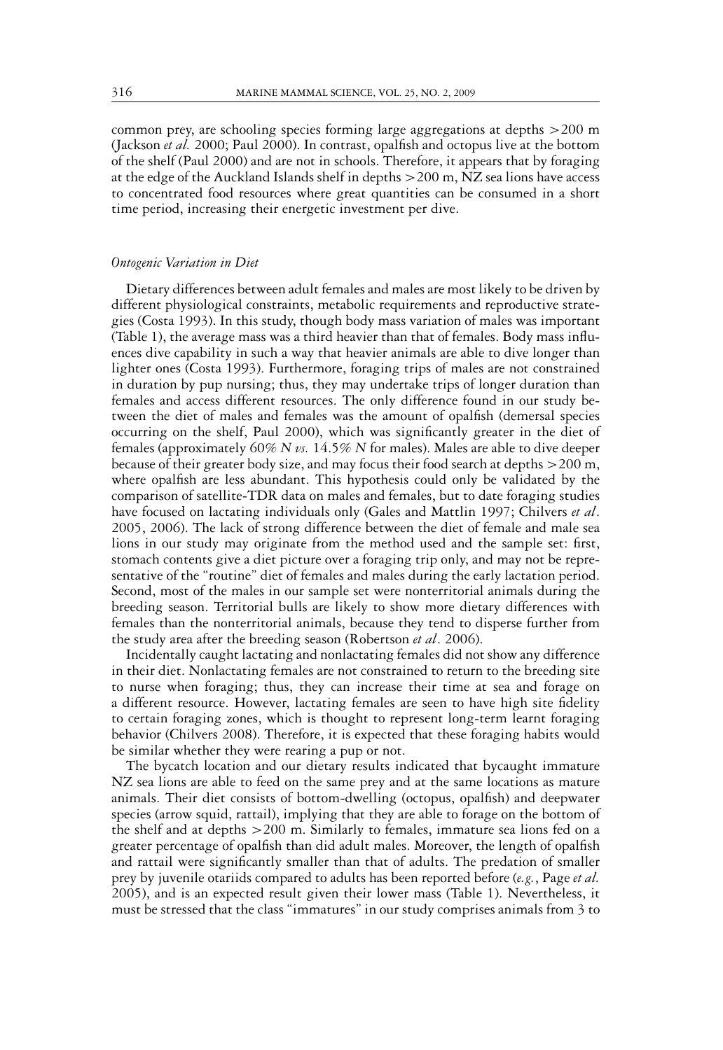common prey, are schooling species forming large aggregations at depths >200 m (Jackson *et al.* 2000; Paul 2000). In contrast, opalfish and octopus live at the bottom of the shelf (Paul 2000) and are not in schools. Therefore, it appears that by foraging at the edge of the Auckland Islands shelf in depths >200 m, NZ sea lions have access to concentrated food resources where great quantities can be consumed in a short time period, increasing their energetic investment per dive.

### *Ontogenic Variation in Diet*

Dietary differences between adult females and males are most likely to be driven by different physiological constraints, metabolic requirements and reproductive strategies (Costa 1993). In this study, though body mass variation of males was important (Table 1), the average mass was a third heavier than that of females. Body mass influences dive capability in such a way that heavier animals are able to dive longer than lighter ones (Costa 1993). Furthermore, foraging trips of males are not constrained in duration by pup nursing; thus, they may undertake trips of longer duration than females and access different resources. The only difference found in our study between the diet of males and females was the amount of opalfish (demersal species occurring on the shelf, Paul 2000), which was significantly greater in the diet of females (approximately 60% *N vs.* 14.5% *N* for males). Males are able to dive deeper because of their greater body size, and may focus their food search at depths >200 m, where opalfish are less abundant. This hypothesis could only be validated by the comparison of satellite-TDR data on males and females, but to date foraging studies have focused on lactating individuals only (Gales and Mattlin 1997; Chilvers *et al*. 2005, 2006). The lack of strong difference between the diet of female and male sea lions in our study may originate from the method used and the sample set: first, stomach contents give a diet picture over a foraging trip only, and may not be representative of the "routine" diet of females and males during the early lactation period. Second, most of the males in our sample set were nonterritorial animals during the breeding season. Territorial bulls are likely to show more dietary differences with females than the nonterritorial animals, because they tend to disperse further from the study area after the breeding season (Robertson *et al*. 2006).

Incidentally caught lactating and nonlactating females did not show any difference in their diet. Nonlactating females are not constrained to return to the breeding site to nurse when foraging; thus, they can increase their time at sea and forage on a different resource. However, lactating females are seen to have high site fidelity to certain foraging zones, which is thought to represent long-term learnt foraging behavior (Chilvers 2008). Therefore, it is expected that these foraging habits would be similar whether they were rearing a pup or not.

The bycatch location and our dietary results indicated that bycaught immature NZ sea lions are able to feed on the same prey and at the same locations as mature animals. Their diet consists of bottom-dwelling (octopus, opalfish) and deepwater species (arrow squid, rattail), implying that they are able to forage on the bottom of the shelf and at depths >200 m. Similarly to females, immature sea lions fed on a greater percentage of opalfish than did adult males. Moreover, the length of opalfish and rattail were significantly smaller than that of adults. The predation of smaller prey by juvenile otariids compared to adults has been reported before (*e.g.*, Page *et al.* 2005), and is an expected result given their lower mass (Table 1). Nevertheless, it must be stressed that the class "immatures" in our study comprises animals from 3 to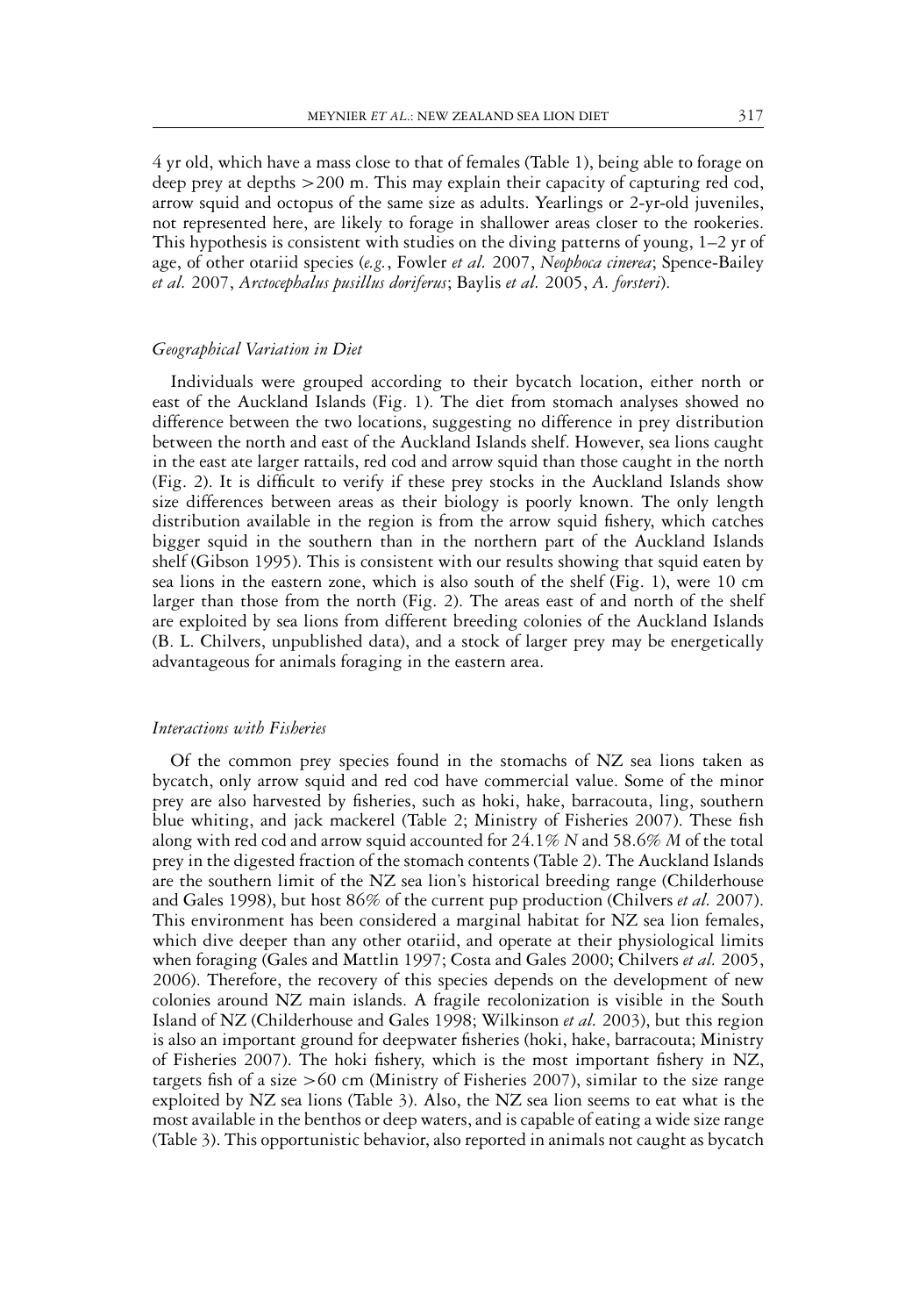4 yr old, which have a mass close to that of females (Table 1), being able to forage on deep prey at depths >200 m. This may explain their capacity of capturing red cod, arrow squid and octopus of the same size as adults. Yearlings or 2-yr-old juveniles, not represented here, are likely to forage in shallower areas closer to the rookeries. This hypothesis is consistent with studies on the diving patterns of young, 1–2 yr of age, of other otariid species (*e.g.*, Fowler *et al.* 2007, *Neophoca cinerea*; Spence-Bailey *et al.* 2007, *Arctocephalus pusillus doriferus*; Baylis *et al.* 2005, *A. forsteri*).

### *Geographical Variation in Diet*

Individuals were grouped according to their bycatch location, either north or east of the Auckland Islands (Fig. 1). The diet from stomach analyses showed no difference between the two locations, suggesting no difference in prey distribution between the north and east of the Auckland Islands shelf. However, sea lions caught in the east ate larger rattails, red cod and arrow squid than those caught in the north (Fig. 2). It is difficult to verify if these prey stocks in the Auckland Islands show size differences between areas as their biology is poorly known. The only length distribution available in the region is from the arrow squid fishery, which catches bigger squid in the southern than in the northern part of the Auckland Islands shelf (Gibson 1995). This is consistent with our results showing that squid eaten by sea lions in the eastern zone, which is also south of the shelf (Fig. 1), were 10 cm larger than those from the north (Fig. 2). The areas east of and north of the shelf are exploited by sea lions from different breeding colonies of the Auckland Islands (B. L. Chilvers, unpublished data), and a stock of larger prey may be energetically advantageous for animals foraging in the eastern area.

### *Interactions with Fisheries*

Of the common prey species found in the stomachs of NZ sea lions taken as bycatch, only arrow squid and red cod have commercial value. Some of the minor prey are also harvested by fisheries, such as hoki, hake, barracouta, ling, southern blue whiting, and jack mackerel (Table 2; Ministry of Fisheries 2007). These fish along with red cod and arrow squid accounted for 24.1% *N* and 58.6% *M* of the total prey in the digested fraction of the stomach contents (Table 2). The Auckland Islands are the southern limit of the NZ sea lion's historical breeding range (Childerhouse and Gales 1998), but host 86% of the current pup production (Chilvers *et al.* 2007). This environment has been considered a marginal habitat for NZ sea lion females, which dive deeper than any other otariid, and operate at their physiological limits when foraging (Gales and Mattlin 1997; Costa and Gales 2000; Chilvers *et al.* 2005, 2006). Therefore, the recovery of this species depends on the development of new colonies around NZ main islands. A fragile recolonization is visible in the South Island of NZ (Childerhouse and Gales 1998; Wilkinson *et al.* 2003), but this region is also an important ground for deepwater fisheries (hoki, hake, barracouta; Ministry of Fisheries 2007). The hoki fishery, which is the most important fishery in NZ, targets fish of a size >60 cm (Ministry of Fisheries 2007), similar to the size range exploited by NZ sea lions (Table 3). Also, the NZ sea lion seems to eat what is the most available in the benthos or deep waters, and is capable of eating a wide size range (Table 3). This opportunistic behavior, also reported in animals not caught as bycatch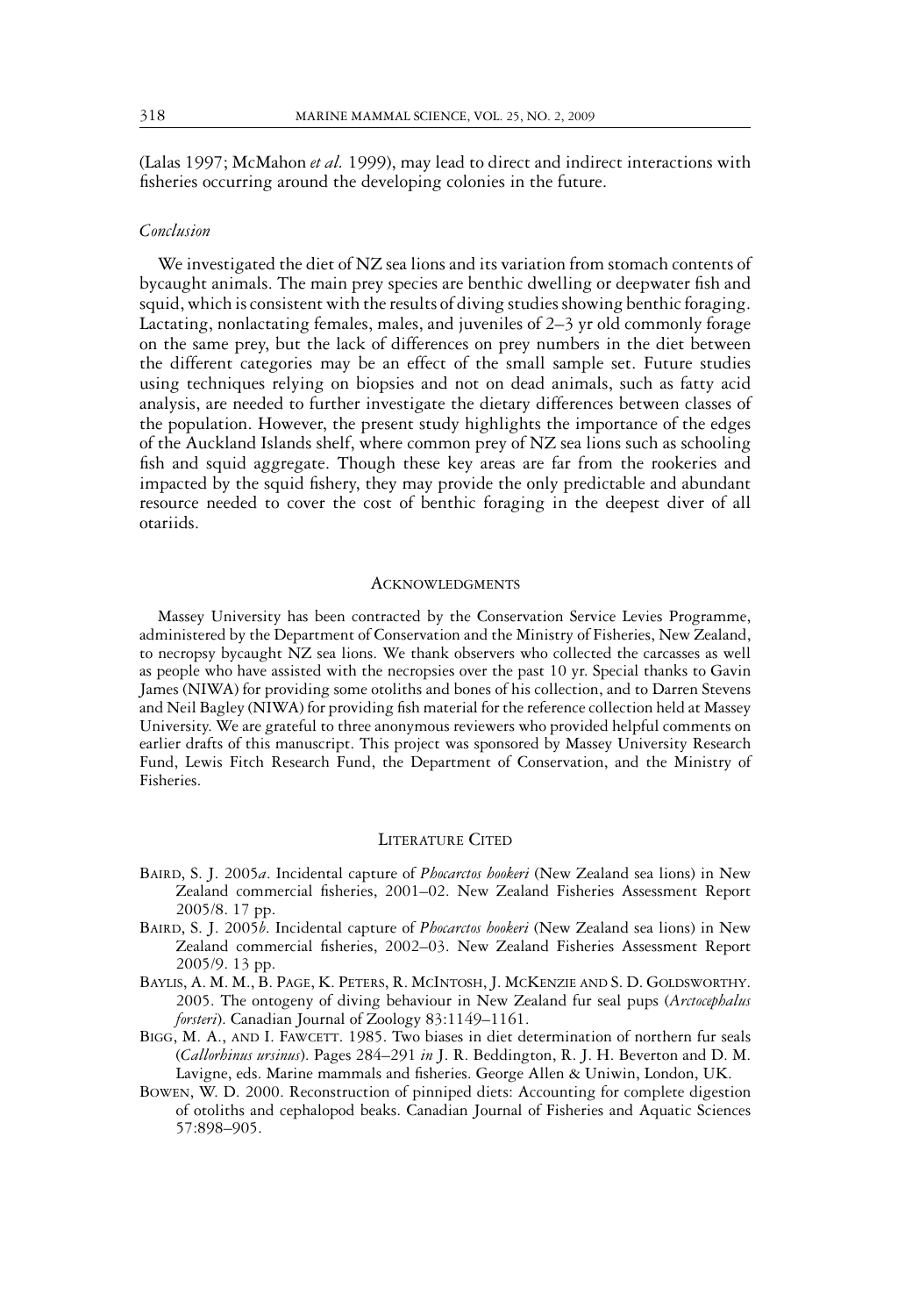(Lalas 1997; McMahon *et al.* 1999), may lead to direct and indirect interactions with fisheries occurring around the developing colonies in the future.

### *Conclusion*

We investigated the diet of NZ sea lions and its variation from stomach contents of bycaught animals. The main prey species are benthic dwelling or deepwater fish and squid, which is consistent with the results of diving studies showing benthic foraging. Lactating, nonlactating females, males, and juveniles of 2–3 yr old commonly forage on the same prey, but the lack of differences on prey numbers in the diet between the different categories may be an effect of the small sample set. Future studies using techniques relying on biopsies and not on dead animals, such as fatty acid analysis, are needed to further investigate the dietary differences between classes of the population. However, the present study highlights the importance of the edges of the Auckland Islands shelf, where common prey of NZ sea lions such as schooling fish and squid aggregate. Though these key areas are far from the rookeries and impacted by the squid fishery, they may provide the only predictable and abundant resource needed to cover the cost of benthic foraging in the deepest diver of all otariids.

## Acknowledgments

Massey University has been contracted by the Conservation Service Levies Programme, administered by the Department of Conservation and the Ministry of Fisheries, New Zealand, to necropsy bycaught NZ sea lions. We thank observers who collected the carcasses as well as people who have assisted with the necropsies over the past 10 yr. Special thanks to Gavin James (NIWA) for providing some otoliths and bones of his collection, and to Darren Stevens and Neil Bagley (NIWA) for providing fish material for the reference collection held at Massey University. We are grateful to three anonymous reviewers who provided helpful comments on earlier drafts of this manuscript. This project was sponsored by Massey University Research Fund, Lewis Fitch Research Fund, the Department of Conservation, and the Ministry of Fisheries.

## Literature Cited

Baird, S. J. 2005*a*. Incidental capture of *Phocarctos hookeri* (New Zealand sea lions) in New Zealand commercial fisheries, 2001–02. New Zealand Fisheries Assessment Report 2005/8. 17 pp.

Baird, S. J. 2005*b*. Incidental capture of *Phocarctos hookeri* (New Zealand sea lions) in New Zealand commercial fisheries, 2002–03. New Zealand Fisheries Assessment Report 2005/9. 13 pp.

Baylis, A. M. M., B. Page, K. Peters, R. McIntosh, J. McKenzie and S. D. Goldsworthy. 2005. The ontogeny of diving behaviour in New Zealand fur seal pups (*Arctocephalus forsteri*). Canadian Journal of Zoology 83:1149–1161.

Bigg, M. A., and I. Fawcett. 1985. Two biases in diet determination of northern fur seals (*Callorhinus ursinus*). Pages 284–291 *in* J. R. Beddington, R. J. H. Beverton and D. M. Lavigne, eds. Marine mammals and fisheries. George Allen & Uniwin, London, UK.

Bowen, W. D. 2000. Reconstruction of pinniped diets: Accounting for complete digestion of otoliths and cephalopod beaks. Canadian Journal of Fisheries and Aquatic Sciences 57:898–905.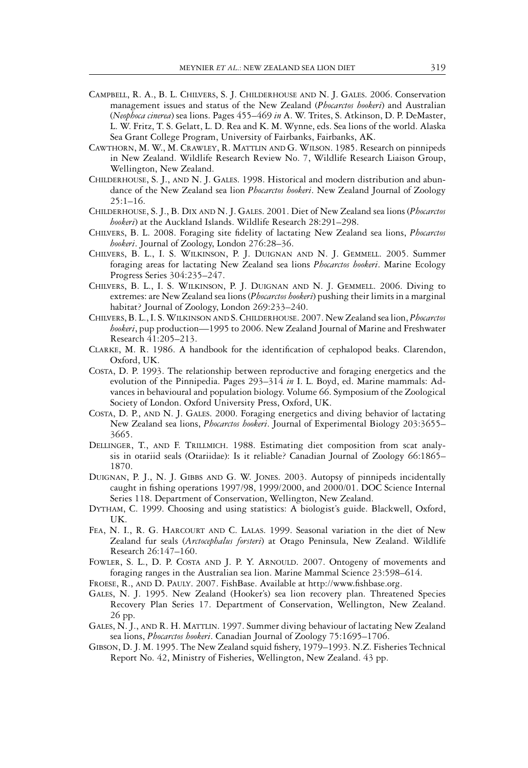Campbell, R. A., B. L. Chilvers, S. J. Childerhouse and N. J. Gales. 2006. Conservation management issues and status of the New Zealand (*Phocarctos hookeri*) and Australian (*Neophoca cinerea*) sea lions. Pages 455–469 *in* A. W. Trites, S. Atkinson, D. P. DeMaster, L. W. Fritz, T. S. Gelatt, L. D. Rea and K. M. Wynne, eds. Sea lions of the world. Alaska Sea Grant College Program, University of Fairbanks, Fairbanks, AK.

Cawthorn, M. W., M. Crawley, R. Mattlin and G. Wilson. 1985. Research on pinnipeds in New Zealand. Wildlife Research Review No. 7, Wildlife Research Liaison Group, Wellington, New Zealand.

Childerhouse, S. J., and N. J. Gales. 1998. Historical and modern distribution and abundance of the New Zealand sea lion *Phocarctos hookeri*. New Zealand Journal of Zoology 25:1–16.

Childerhouse, S. J., B. Dix and N. J. Gales. 2001. Diet of New Zealand sea lions (*Phocarctos hookeri*) at the Auckland Islands. Wildlife Research 28:291–298.

Chilvers, B. L. 2008. Foraging site fidelity of lactating New Zealand sea lions, *Phocarctos hookeri*. Journal of Zoology, London 276:28–36.

Chilvers, B. L., I. S. Wilkinson, P. J. Duignan and N. J. Gemmell. 2005. Summer foraging areas for lactating New Zealand sea lions *Phocarctos hookeri*. Marine Ecology Progress Series 304:235–247.

Chilvers, B. L., I. S. Wilkinson, P. J. Duignan and N. J. Gemmell. 2006. Diving to extremes: are New Zealand sea lions (*Phocarctos hookeri*) pushing their limits in a marginal habitat? Journal of Zoology, London 269:233–240.

Chilvers, B. L., I. S. Wilkinson and S. Childerhouse. 2007. New Zealand sea lion, *Phocarctos hookeri*, pup production—1995 to 2006. New Zealand Journal of Marine and Freshwater Research 41:205–213.

Clarke, M. R. 1986. A handbook for the identification of cephalopod beaks. Clarendon, Oxford, UK.

Costa, D. P. 1993. The relationship between reproductive and foraging energetics and the evolution of the Pinnipedia. Pages 293–314 *in* I. L. Boyd, ed. Marine mammals: Advances in behavioural and population biology. Volume 66. Symposium of the Zoological Society of London. Oxford University Press, Oxford, UK.

Costa, D. P., and N. J. Gales. 2000. Foraging energetics and diving behavior of lactating New Zealand sea lions, *Phocarctos hookeri*. Journal of Experimental Biology 203:3655–3665.

Dellinger, T., and F. Trillmich. 1988. Estimating diet composition from scat analysis in otariid seals (Otariidae): Is it reliable? Canadian Journal of Zoology 66:1865–1870.

Duignan, P. J., N. J. Gibbs and G. W. Jones. 2003. Autopsy of pinnipeds incidentally caught in fishing operations 1997/98, 1999/2000, and 2000/01. DOC Science Internal Series 118. Department of Conservation, Wellington, New Zealand.

Dytham, C. 1999. Choosing and using statistics: A biologist's guide. Blackwell, Oxford, UK.

Fea, N. I., R. G. Harcourt and C. Lalas. 1999. Seasonal variation in the diet of New Zealand fur seals (*Arctocephalus forsteri*) at Otago Peninsula, New Zealand. Wildlife Research 26:147–160.

Fowler, S. L., D. P. Costa and J. P. Y. Arnould. 2007. Ontogeny of movements and foraging ranges in the Australian sea lion. Marine Mammal Science 23:598–614.

Froese, R., and D. Pauly. 2007. FishBase. Available at http://www.fishbase.org.

Gales, N. J. 1995. New Zealand (Hooker's) sea lion recovery plan. Threatened Species Recovery Plan Series 17. Department of Conservation, Wellington, New Zealand. 26 pp.

Gales, N. J., and R. H. Mattlin. 1997. Summer diving behaviour of lactating New Zealand sea lions, *Phocarctos hookeri*. Canadian Journal of Zoology 75:1695–1706.

Gibson, D. J. M. 1995. The New Zealand squid fishery, 1979–1993. N.Z. Fisheries Technical Report No. 42, Ministry of Fisheries, Wellington, New Zealand. 43 pp.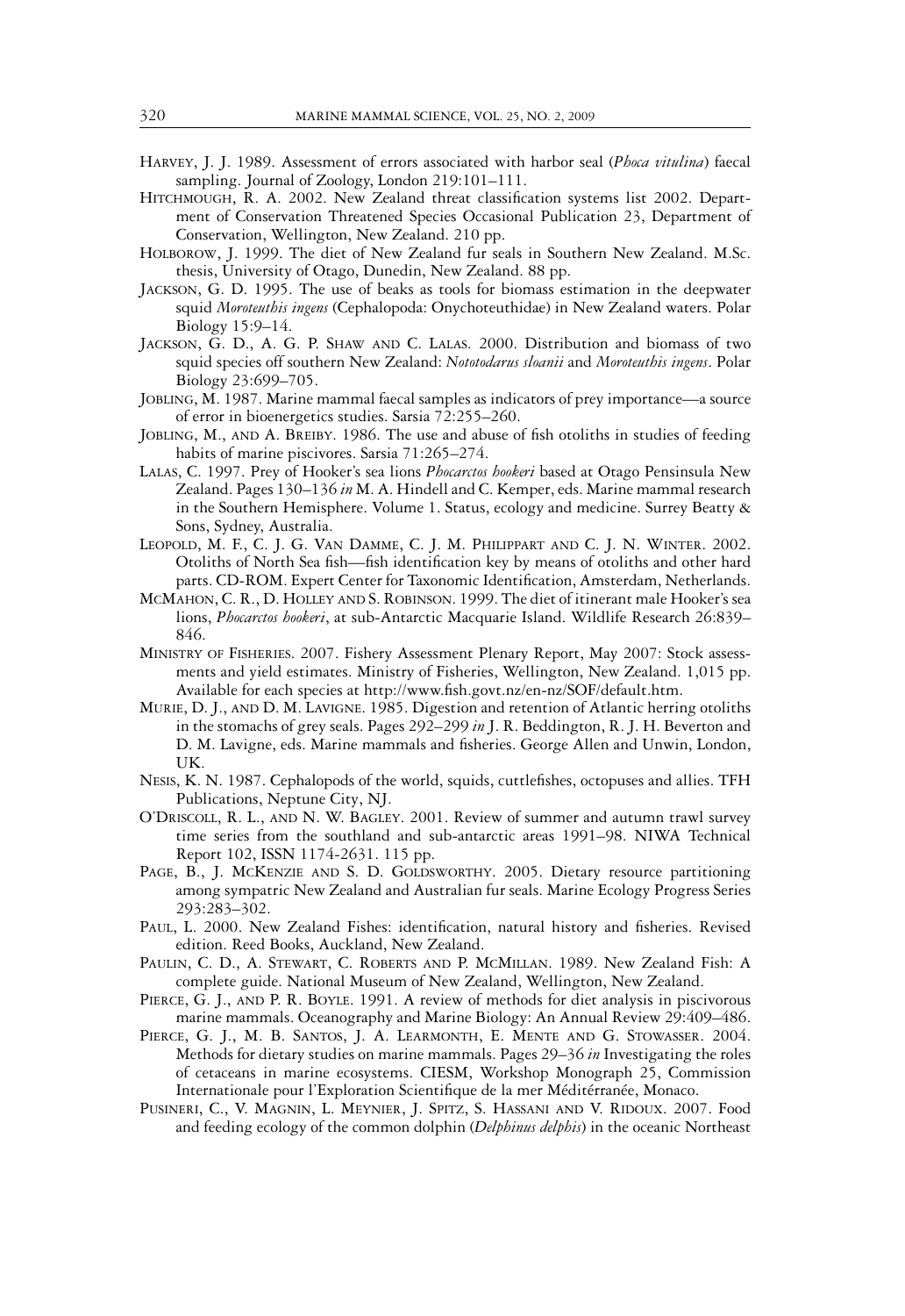Harvey, J. J. 1989. Assessment of errors associated with harbor seal (*Phoca vitulina*) faecal sampling. Journal of Zoology, London 219:101–111.

Hitchmough, R. A. 2002. New Zealand threat classification systems list 2002. Department of Conservation Threatened Species Occasional Publication 23, Department of Conservation, Wellington, New Zealand. 210 pp.

Holborow, J. 1999. The diet of New Zealand fur seals in Southern New Zealand. M.Sc. thesis, University of Otago, Dunedin, New Zealand. 88 pp.

Jackson, G. D. 1995. The use of beaks as tools for biomass estimation in the deepwater squid *Moroteuthis ingens* (Cephalopoda: Onychoteuthidae) in New Zealand waters. Polar Biology 15:9–14.

Jackson, G. D., A. G. P. Shaw and C. Lalas. 2000. Distribution and biomass of two squid species off southern New Zealand: *Nototodarus sloanii* and *Moroteuthis ingens*. Polar Biology 23:699–705.

Jobling, M. 1987. Marine mammal faecal samples as indicators of prey importance—a source of error in bioenergetics studies. Sarsia 72:255–260.

Jobling, M., and A. Breiby. 1986. The use and abuse of fish otoliths in studies of feeding habits of marine piscivores. Sarsia 71:265–274.

Lalas, C. 1997. Prey of Hooker's sea lions *Phocarctos hookeri* based at Otago Pensinsula New Zealand. Pages 130–136 *in* M. A. Hindell and C. Kemper, eds. Marine mammal research in the Southern Hemisphere. Volume 1. Status, ecology and medicine. Surrey Beatty & Sons, Sydney, Australia.

Leopold, M. F., C. J. G. van Damme, C. J. M. Philippart and C. J. N. Winter. 2002. Otoliths of North Sea fish—fish identification key by means of otoliths and other hard parts. CD-ROM. Expert Center for Taxonomic Identification, Amsterdam, Netherlands.

McMahon, C. R., D. Holley and S. Robinson. 1999. The diet of itinerant male Hooker's sea lions, *Phocarctos hookeri*, at sub-Antarctic Macquarie Island. Wildlife Research 26:839–846.

Ministry of Fisheries. 2007. Fishery Assessment Plenary Report, May 2007: Stock assessments and yield estimates. Ministry of Fisheries, Wellington, New Zealand. 1,015 pp. Available for each species at http://www.fish.govt.nz/en-nz/SOF/default.htm.

Murie, D. J., and D. M. Lavigne. 1985. Digestion and retention of Atlantic herring otoliths in the stomachs of grey seals. Pages 292–299 *in* J. R. Beddington, R. J. H. Beverton and D. M. Lavigne, eds. Marine mammals and fisheries. George Allen and Unwin, London, UK.

Nesis, K. N. 1987. Cephalopods of the world, squids, cuttlefishes, octopuses and allies. TFH Publications, Neptune City, NJ.

O'Driscoll, R. L., and N. W. Bagley. 2001. Review of summer and autumn trawl survey time series from the southland and sub-antarctic areas 1991–98. NIWA Technical Report 102, ISSN 1174-2631. 115 pp.

Page, B., J. McKenzie and S. D. Goldsworthy. 2005. Dietary resource partitioning among sympatric New Zealand and Australian fur seals. Marine Ecology Progress Series 293:283–302.

Paul, L. 2000. New Zealand Fishes: identification, natural history and fisheries. Revised edition. Reed Books, Auckland, New Zealand.

Paulin, C. D., A. Stewart, C. Roberts and P. McMillan. 1989. New Zealand Fish: A complete guide. National Museum of New Zealand, Wellington, New Zealand.

Pierce, G. J., and P. R. Boyle. 1991. A review of methods for diet analysis in piscivorous marine mammals. Oceanography and Marine Biology: An Annual Review 29:409–486.

Pierce, G. J., M. B. Santos, J. A. Learmonth, E. Mente and G. Stowasser. 2004. Methods for dietary studies on marine mammals. Pages 29–36 *in* Investigating the roles of cetaceans in marine ecosystems. CIESM, Workshop Monograph 25, Commission Internationale pour l'Exploration Scientifique de la mer Méditérranée, Monaco.

Pusineri, C., V. Magnin, L. Meynier, J. Spitz, S. Hassani and V. Ridoux. 2007. Food and feeding ecology of the common dolphin (*Delphinus delphis*) in the oceanic Northeast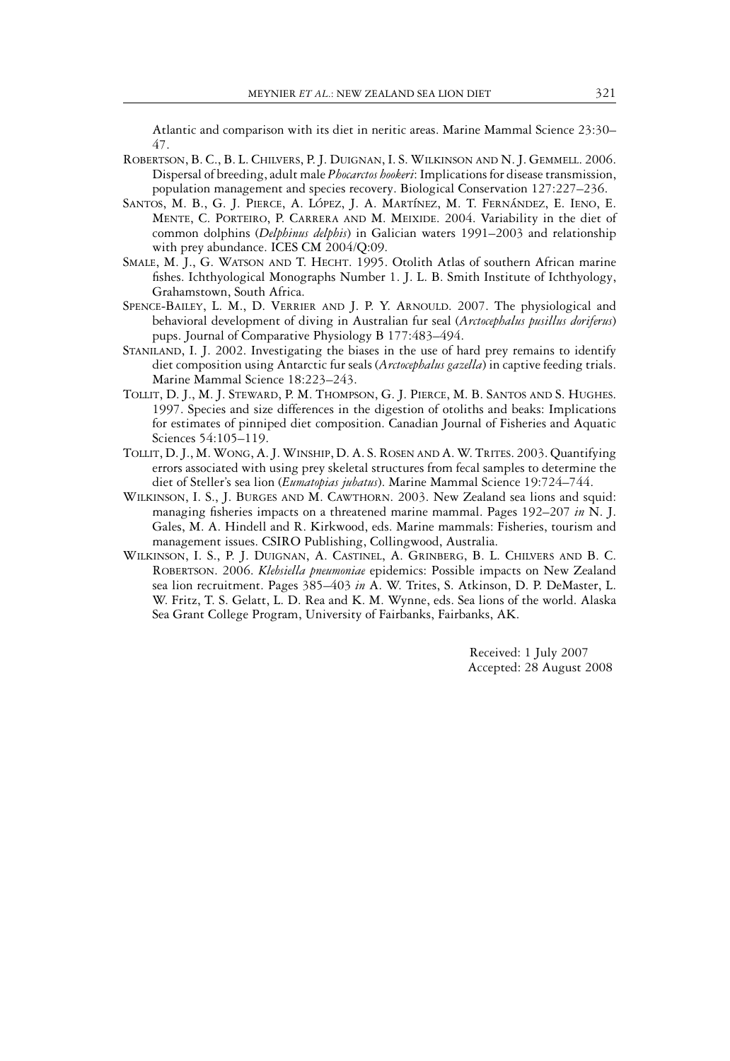Atlantic and comparison with its diet in neritic areas. Marine Mammal Science 23:30–47.

Robertson, B. C., B. L. Chilvers, P. J. Duignan, I. S. Wilkinson and N. J. Gemmell. 2006. Dispersal of breeding, adult male *Phocarctos hookeri*: Implications for disease transmission, population management and species recovery. Biological Conservation 127:227–236.

Santos, M. B., G. J. Pierce, A. López, J. A. Martínez, M. T. Fernández, E. Ieno, E. Mente, C. Porteiro, P. Carrera and M. Meixide. 2004. Variability in the diet of common dolphins (*Delphinus delphis*) in Galician waters 1991–2003 and relationship with prey abundance. ICES CM 2004/Q:09.

Smale, M. J., G. Watson and T. Hecht. 1995. Otolith Atlas of southern African marine fishes. Ichthyological Monographs Number 1. J. L. B. Smith Institute of Ichthyology, Grahamstown, South Africa.

Spence-Bailey, L. M., D. Verrier and J. P. Y. Arnould. 2007. The physiological and behavioral development of diving in Australian fur seal (*Arctocephalus pusillus doriferus*) pups. Journal of Comparative Physiology B 177:483–494.

Staniland, I. J. 2002. Investigating the biases in the use of hard prey remains to identify diet composition using Antarctic fur seals (*Arctocephalus gazella*) in captive feeding trials. Marine Mammal Science 18:223–243.

Tollit, D. J., M. J. Steward, P. M. Thompson, G. J. Pierce, M. B. Santos and S. Hughes. 1997. Species and size differences in the digestion of otoliths and beaks: Implications for estimates of pinniped diet composition. Canadian Journal of Fisheries and Aquatic Sciences 54:105–119.

Tollit, D. J., M. Wong, A. J. Winship, D. A. S. Rosen and A. W. Trites. 2003. Quantifying errors associated with using prey skeletal structures from fecal samples to determine the diet of Steller's sea lion (*Eumatopias jubatus*). Marine Mammal Science 19:724–744.

Wilkinson, I. S., J. Burges and M. Cawthorn. 2003. New Zealand sea lions and squid: managing fisheries impacts on a threatened marine mammal. Pages 192–207 *in* N. J. Gales, M. A. Hindell and R. Kirkwood, eds. Marine mammals: Fisheries, tourism and management issues. CSIRO Publishing, Collingwood, Australia.

Wilkinson, I. S., P. J. Duignan, A. Castinel, A. Grinberg, B. L. Chilvers and B. C. Robertson. 2006. *Klebsiella pneumoniae* epidemics: Possible impacts on New Zealand sea lion recruitment. Pages 385–403 *in* A. W. Trites, S. Atkinson, D. P. DeMaster, L. W. Fritz, T. S. Gelatt, L. D. Rea and K. M. Wynne, eds. Sea lions of the world. Alaska Sea Grant College Program, University of Fairbanks, Fairbanks, AK.

Received: 1 July 2007
Accepted: 28 August 2008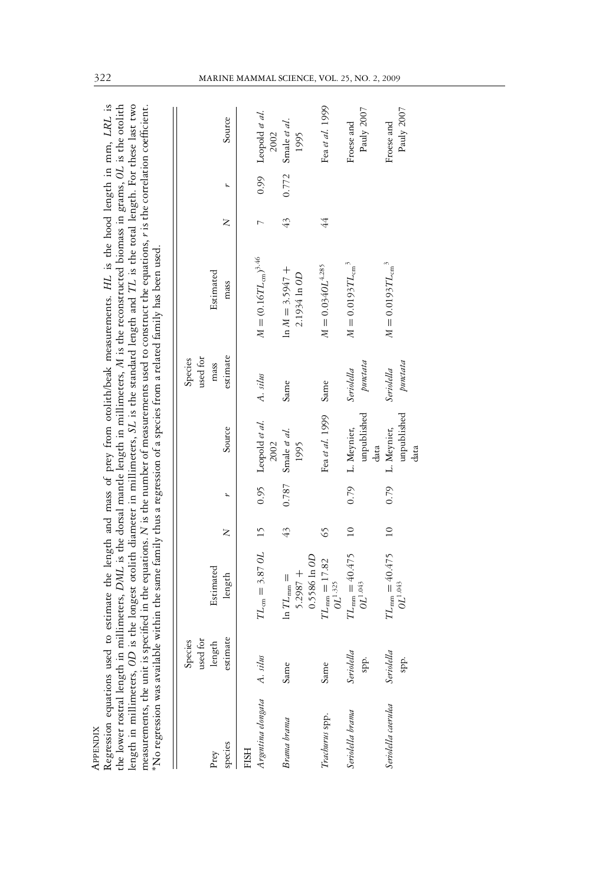## Appendix

Regression equations used to estimate the length and mass of prey from otolith/beak measurements. *HL* is the hood length in mm, *LRL* is the lower rostral length in millimeters, *DML* is the dorsal mantle length in millimeters, *M* is the reconstructed biomass in grams, *OL* is the otolith length in millimeters, *OD* is the longest otolith diameter in millimeters, *SL* is the standard length and *TL* is the total length. For these last two measurements, the unit is specified in the equations. *N* is the number of measurements used to construct the equations, *r* is the correlation coefficient.
*No regression was available within the same family thus a regression of a species from a related family has been used.

| Prey species | Species used for length estimate | Estimated length | N | r | Source | Species used for mass estimate | Estimated mass | N | r | Source |
|---|---|---|---|---|---|---|---|---|---|---|
| FISH | | | | | | | | | | |
| *Argentina elongata* | *A. silus* | $TL_{\mathrm{cm}} = 3.87\,OL$ | 15 | 0.95 | Leopold *et al.* 2002 | *A. silus* | $M = (0.16TL_{\mathrm{cm}})^{3.46}$ | 7 | 0.99 | Leopold *et al.* 2002 |
| *Brama brama* | Same | $\ln TL_{\mathrm{mm}} = 5.2987 + 0.5586 \ln OD$ | 43 | 0.787 | Smale *et al.* 1995 | Same | $\ln M = 3.5947 + 2.1934 \ln OD$ | 43 | 0.772 | Smale *et al.* 1995 |
| *Trachurus* spp. | Same | $TL_{\mathrm{mm}} = 17.82\,OL^{1.325}$ | 65 | | Fea *et al.* 1999 | Same | $M = 0.0340L^{4.285}$ | 44 | | Fea *et al.* 1999 |
| *Seriolella brama* | *Seriolella* spp. | $TL_{\mathrm{mm}} = 40.475\,OL^{1.043}$ | 10 | 0.79 | L. Meynier, unpublished data | *Seriolella punctata* | $M = 0.0193TL_{\mathrm{cm}}^{\;3}$ | | | Froese and Pauly 2007 |
| *Seriolella caerulea* | *Seriolella* spp. | $TL_{\mathrm{mm}} = 40.475\,OL^{1.043}$ | 10 | 0.79 | L. Meynier, unpublished data | *Seriolella punctata* | $M = 0.0193TL_{\mathrm{cm}}^{\;3}$ | | | Froese and Pauly 2007 |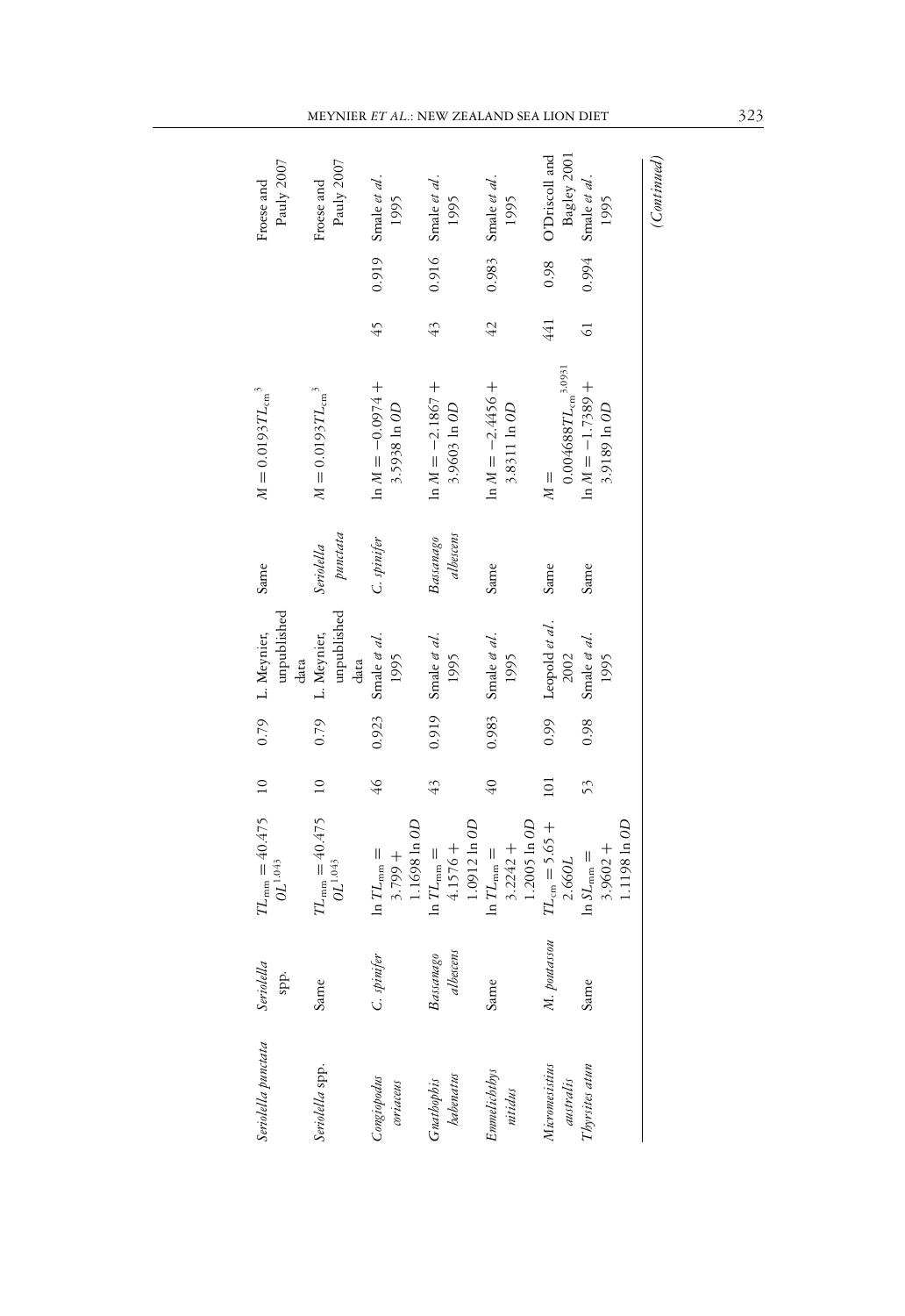| | | | | | | | | | | | |
|---|---|---|---|---|---|---|---|---|---|---|---|
| *Seriolella punctata* | *Seriolella* spp. | $TL_{mm} = 40.475\ OL^{1.043}$ | 10 | 0.79 | L. Meynier, unpublished data | Same | $M = 0.0193 TL_{cm}^{3}$ | | | Froese and Pauly 2007 |
| *Seriolella* spp. | Same | $TL_{mm} = 40.475\ OL^{1.043}$ | 10 | 0.79 | L. Meynier, unpublished data | *Seriolella punctata* | $M = 0.0193 TL_{cm}^{3}$ | | | Froese and Pauly 2007 |
| *Congiopodus coriaceus* | *C. spinifer* | $\ln TL_{mm} = 3.799 + 1.1698 \ln OD$ | 46 | 0.923 | Smale *et al.* 1995 | *C. spinifer* | $\ln M = -0.0974 + 3.5938 \ln OD$ | 45 | 0.919 | Smale *et al.* 1995 |
| *Gnathophis habenatus* | *Bassanago albescens* | $\ln TL_{mm} = 4.1576 + 1.0912 \ln OD$ | 43 | 0.919 | Smale *et al.* 1995 | *Bassanago albescens* | $\ln M = -2.1867 + 3.9603 \ln OD$ | 43 | 0.916 | Smale *et al.* 1995 |
| *Emmelichthys nitidus* | Same | $\ln TL_{mm} = 3.2242 + 1.2005 \ln OD$ | 40 | 0.983 | Smale *et al.* 1995 | Same | $\ln M = -2.4456 + 3.8311 \ln OD$ | 42 | 0.983 | Smale *et al.* 1995 |
| *Micromesistius australis* | *M. poutassou* | $TL_{cm} = 5.65 + 2.66 OL$ | 101 | 0.99 | Leopold *et al.* 2002 | Same | $M = 0.004688 TL_{cm}^{3.0931}$ | 441 | 0.98 | O'Driscoll and Bagley 2001 |
| *Thyrsites atun* | Same | $\ln SL_{mm} = 3.9602 + 1.1198 \ln OD$ | 53 | 0.98 | Smale *et al.* 1995 | Same | $\ln M = -1.7389 + 3.9189 \ln OD$ | 61 | 0.994 | Smale *et al.* 1995 |

*(Continued)*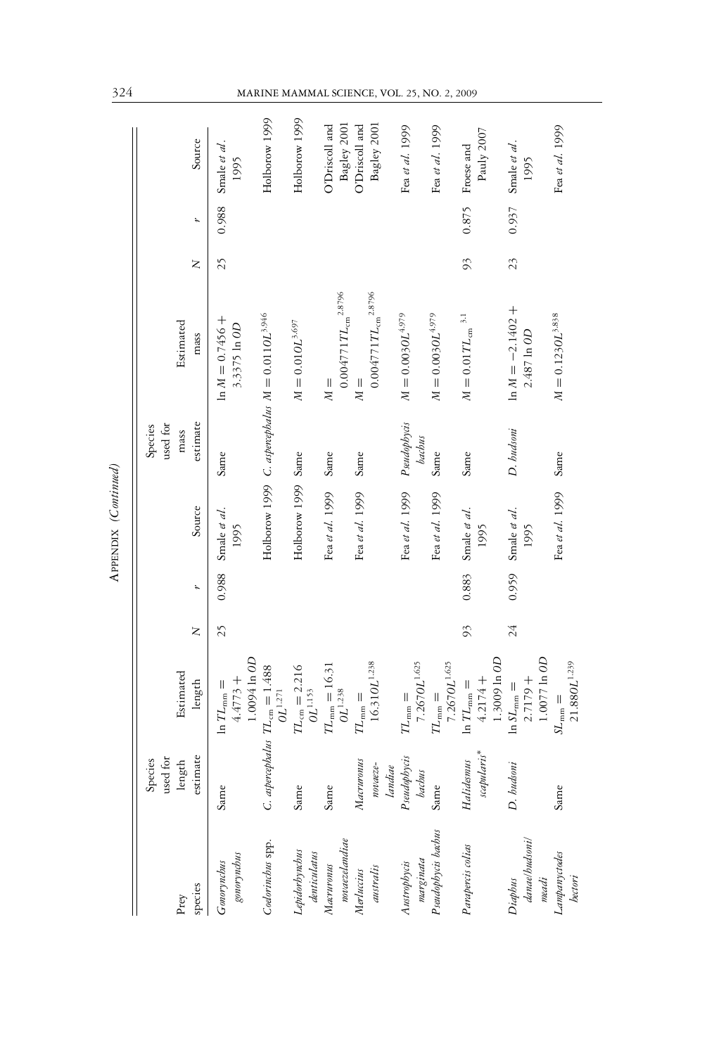APPENDIX (*Continued*)

| Prey species | Species used for length estimate | Estimated length | N | r | Source | Species used for mass estimate | Estimated mass | N | r | Source |
|---|---|---|---|---|---|---|---|---|---|---|
| *Gonorynchus gonorynchus* | Same | $\ln TL_{mm} = 4.4773 + 1.0094 \ln OD$ | 25 | 0.988 | Smale *et al.* 1995 | Same | $\ln M = 0.7456 + 3.3375 \ln OD$ | 25 | 0.988 | Smale *et al.* 1995 |
| *Coelorinchus* spp. | *C. aspercephalus* | $TL_{cm} = 1.488\ OL^{1.271}$ | | | Holborow 1999 | *C. aspercephalus* | $M = 0.0110L^{3.946}$ | | | Holborow 1999 |
| *Lepidorhynchus denticulatus* | Same | $TL_{cm} = 2.216\ OL^{1.153}$ | | | Holborow 1999 | Same | $M = 0.01OL^{3.697}$ | | | Holborow 1999 |
| *Macruronus novaezelandiae* | Same | $TL_{mm} = 16.31\ OL^{1.238}$ | | | Fea *et al.* 1999 | Same | $M = 0.004771 TL_{cm}^{2.8796}$ | | | O'Driscoll and Bagley 2001 |
| *Merluccius australis* | *Macruronus novaezelandiae* | $TL_{mm} = 16.310L^{1.238}$ | | | Fea *et al.* 1999 | Same | $M = 0.004771 TL_{cm}^{2.8796}$ | | | O'Driscoll and Bagley 2001 |
| *Austrophycis marginata* | *Pseudophycis bachus* | $TL_{mm} = 7.2670L^{1.625}$ | | | Fea *et al.* 1999 | *Pseudophycis bachus* | $M = 0.0030L^{4.979}$ | | | Fea *et al.* 1999 |
| *Pseudophycis bachus* | Same | $TL_{mm} = 7.2670L^{1.625}$ | | | Fea *et al.* 1999 | Same | $M = 0.0030L^{4.979}$ | | | Fea *et al.* 1999 |
| *Parapercis colias* | *Halidesmus scapularis** | $\ln TL_{mm} = 4.2174 + 1.3009 \ln OD$ | 93 | 0.883 | Smale *et al.* 1995 | Same | $M = 0.01 TL_{cm}^{3.1}$ | 93 | 0.875 | Froese and Pauly 2007 |
| *Diaphus danae/hudsoni/meadi* | *D. hudsoni* | $\ln SL_{mm} = 2.7179 + 1.0077 \ln OD$ | 24 | 0.959 | Smale *et al.* 1995 | *D. hudsoni* | $\ln M = -2.1402 + 2.487 \ln OD$ | 23 | 0.937 | Smale *et al.* 1995 |
| *Lampanyctodes hectori* | Same | $SL_{mm} = 21.880L^{1.239}$ | | | Fea *et al.* 1999 | Same | $M = 0.1230L^{3.838}$ | | | Fea *et al.* 1999 |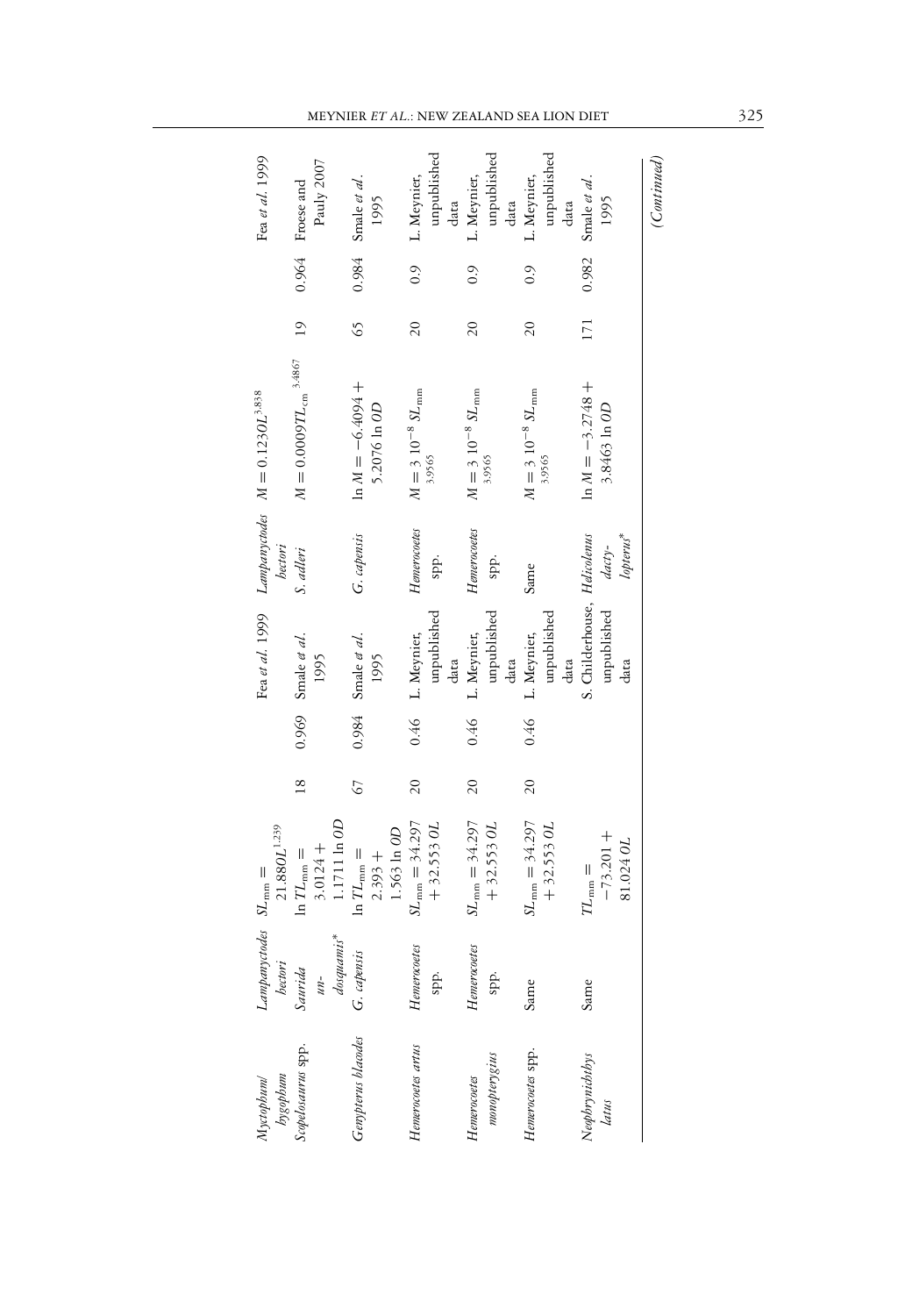| | | | | | | | | | | |
|---|---|---|---|---|---|---|---|---|---|---|
| *Myctophum/ hygophum* | *Lampanyctodes hectori* | $SL_{mm} = 21.88OL^{1.239}$ | | | Fea *et al.* 1999 | *Lampanyctodes hectori* | $M = 0.1230L^{3.838}$ | | | Fea *et al.* 1999 |
| *Scopelosaurus* spp. | *Saurida undosquamis** | $\ln TL_{mm} = 3.0124 + 1.1711 \ln OD$ | 18 | 0.969 | Smale *et al.* 1995 | *S. adleri* | $M = 0.0009TL_{cm}^{3.4867}$ | 19 | 0.964 | Froese and Pauly 2007 |
| *Gempylus blaudes* | *G. capensis* | $\ln TL_{mm} = 2.393 + 1.563 \ln OD$ | 67 | 0.984 | Smale *et al.* 1995 | *G. capensis* | $\ln M = -6.4094 + 5.2076 \ln OD$ | 65 | 0.984 | Smale *et al.* 1995 |
| *Hemerocoetes artus* | *Hemerocoetes* spp. | $SL_{mm} = 34.297 + 32.553\ OL$ | 20 | 0.46 | L. Meynier, unpublished data | *Hemerocoetes* spp. | $M = 3\ 10^{-8}\ SL_{mm}^{3.9565}$ | 20 | 0.9 | L. Meynier, unpublished data |
| *Hemerocoetes monopterygius* | *Hemerocoetes* spp. | $SL_{mm} = 34.297 + 32.553\ OL$ | 20 | 0.46 | L. Meynier, unpublished data | *Hemerocoetes* spp. | $M = 3\ 10^{-8}\ SL_{mm}^{3.9565}$ | 20 | 0.9 | L. Meynier, unpublished data |
| *Hemerocoetes* spp. | Same | $SL_{mm} = 34.297 + 32.553\ OL$ | 20 | 0.46 | L. Meynier, unpublished data | Same | $M = 3\ 10^{-8}\ SL_{mm}^{3.9565}$ | 20 | 0.9 | L. Meynier, unpublished data |
| *Neophrynichthys latus* | Same | $TL_{mm} = -73.201 + 81.024\ OL$ | | | S. Childerhouse, unpublished data | *Helicolenus dactylopterus** | $\ln M = -3.2748 + 3.8463 \ln OD$ | 171 | 0.982 | Smale *et al.* 1995 |

(*Continued*)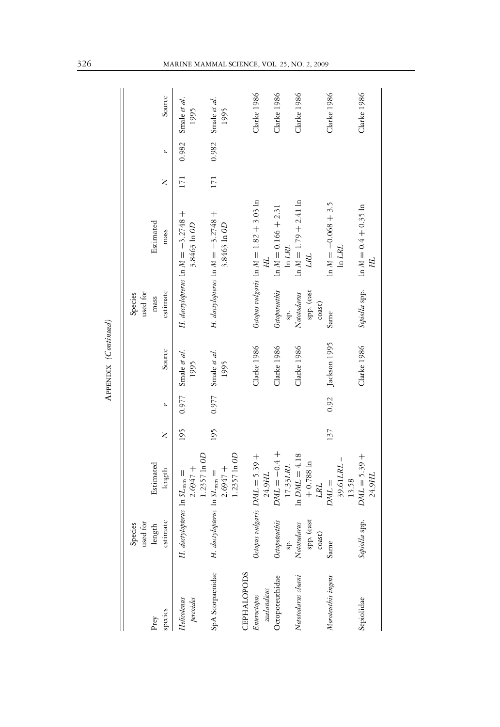APPENDIX (*Continued*)

| Prey species | Species used for length estimate | Estimated length | N | r | Source | Species used for mass estimate | Estimated mass | N | r | Source |
|---|---|---|---|---|---|---|---|---|---|---|
| *Helicolenus percoides* | *H. dactylopterus* | $\ln SL_{mm} = 2.6947 + 1.2357 \ln OD$ | 195 | 0.977 | Smale *et al.* 1995 | *H. dactylopterus* | $\ln M = -3.2748 + 3.8463 \ln OD$ | 171 | 0.982 | Smale *et al.* 1995 |
| SpA Scorpaenidae | *H. dactylopterus* | $\ln SL_{mm} = 2.6947 + 1.2357 \ln OD$ | 195 | 0.977 | Smale *et al.* 1995 | *H. dactylopterus* | $\ln M = -3.2748 + 3.8463 \ln OD$ | 171 | 0.982 | Smale *et al.* 1995 |
| CEPHALOPODS | | | | | | | | | | |
| *Enteroctopus zealandicus* | *Octopus vulgaris* | $DML = 5.39 + 24.9HL$ | | | Clarke 1986 | *Octopus vulgaris* | $\ln M = 1.82 + 3.03 \ln HL$ | | | Clarke 1986 |
| Octopoteuthidae | *Octopoteuthis* sp. | $DML = -0.4 + 17.33LRL$ | | | Clarke 1986 | *Octopoteuthis* sp. | $\ln M = 0.166 + 2.31 \ln LRL$ | | | Clarke 1986 |
| *Nototodarus sloani* | *Nototodarus* spp. (east coast) | $\ln DML = 4.18 + 0.788 \ln LRL$ | | | Clarke 1986 | *Nototodarus* spp. (east coast) | $\ln M = 1.79 + 2.41 \ln LRL$ | | | Clarke 1986 |
| *Moroteuthis ingens* | Same | $DML = 39.61LRL - 13.58$ | 137 | 0.92 | Jackson 1995 | Same | $\ln M = -0.068 + 3.5 \ln LRL$ | | | Clarke 1986 |
| Sepiolidae | *Sepiolla* spp. | $DML = 5.39 + 24.9HL$ | | | Clarke 1986 | *Sepiolla* spp. | $\ln M = 0.4 + 0.35 \ln HL$ | | | Clarke 1986 |